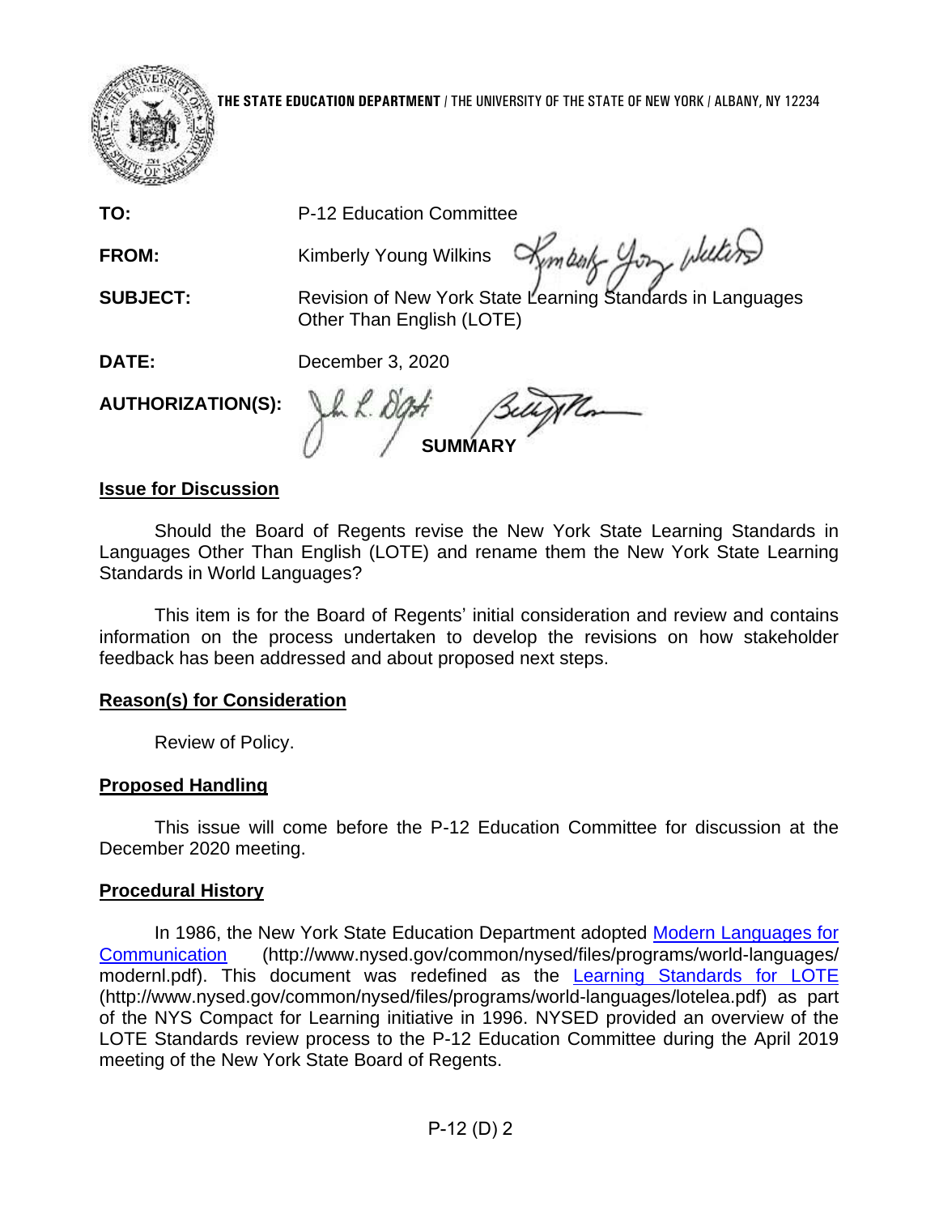**THE STATE EDUCATION DEPARTMENT** / THE UNIVERSITY OF THE STATE OF NEW YORK / ALBANY, NY 12234

| | |
|---|---|
| **TO:** | P-12 Education Committee |
| **FROM:** | Kimberly Young Wilkins |
| **SUBJECT:** | Revision of New York State Learning Standards in Languages Other Than English (LOTE) |
| **DATE:** | December 3, 2020 |
| **AUTHORIZATION(S):** | |

**SUMMARY**

**Issue for Discussion**

Should the Board of Regents revise the New York State Learning Standards in Languages Other Than English (LOTE) and rename them the New York State Learning Standards in World Languages?

This item is for the Board of Regents' initial consideration and review and contains information on the process undertaken to develop the revisions on how stakeholder feedback has been addressed and about proposed next steps.

**Reason(s) for Consideration**

Review of Policy.

**Proposed Handling**

This issue will come before the P-12 Education Committee for discussion at the December 2020 meeting.

**Procedural History**

In 1986, the New York State Education Department adopted Modern Languages for Communication (http://www.nysed.gov/common/nysed/files/programs/world-languages/modernl.pdf). This document was redefined as the Learning Standards for LOTE (http://www.nysed.gov/common/nysed/files/programs/world-languages/lotelea.pdf) as part of the NYS Compact for Learning initiative in 1996. NYSED provided an overview of the LOTE Standards review process to the P-12 Education Committee during the April 2019 meeting of the New York State Board of Regents.

P-12 (D) 2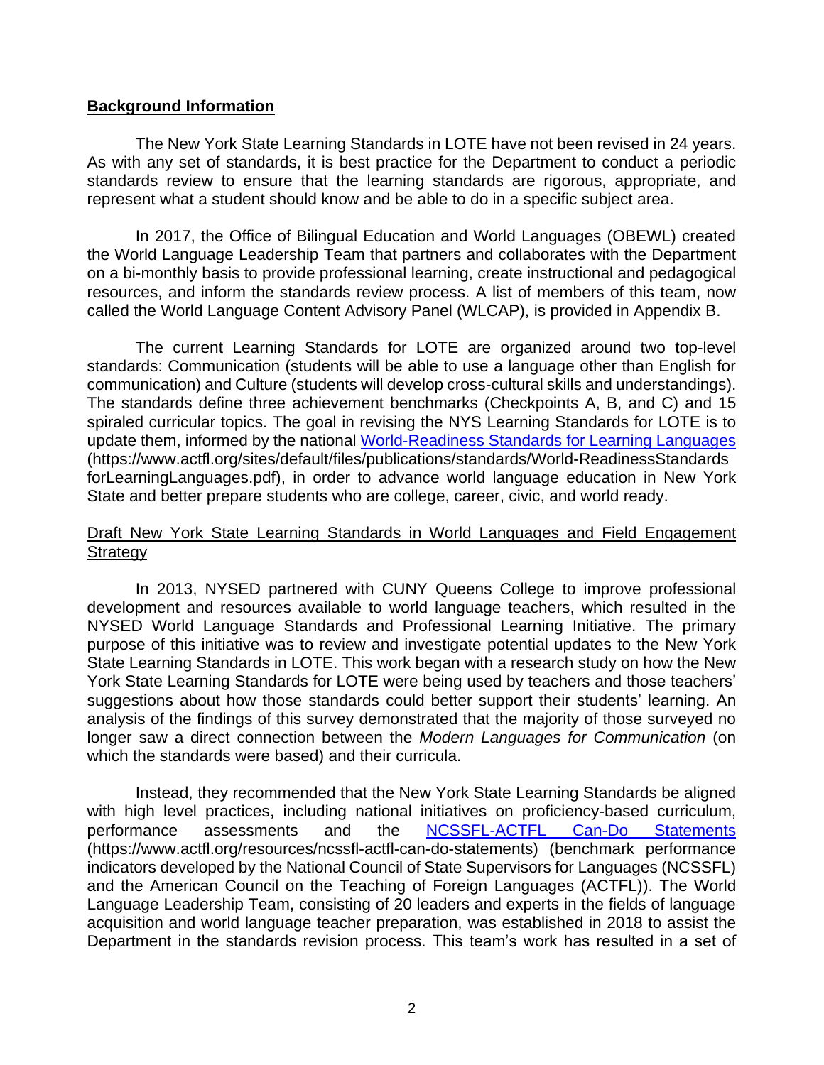## Background Information

The New York State Learning Standards in LOTE have not been revised in 24 years. As with any set of standards, it is best practice for the Department to conduct a periodic standards review to ensure that the learning standards are rigorous, appropriate, and represent what a student should know and be able to do in a specific subject area.

In 2017, the Office of Bilingual Education and World Languages (OBEWL) created the World Language Leadership Team that partners and collaborates with the Department on a bi-monthly basis to provide professional learning, create instructional and pedagogical resources, and inform the standards review process. A list of members of this team, now called the World Language Content Advisory Panel (WLCAP), is provided in Appendix B.

The current Learning Standards for LOTE are organized around two top-level standards: Communication (students will be able to use a language other than English for communication) and Culture (students will develop cross-cultural skills and understandings). The standards define three achievement benchmarks (Checkpoints A, B, and C) and 15 spiraled curricular topics. The goal in revising the NYS Learning Standards for LOTE is to update them, informed by the national [World-Readiness Standards for Learning Languages](https://www.actfl.org/sites/default/files/publications/standards/World-ReadinessStandardsforLearningLanguages.pdf) (https://www.actfl.org/sites/default/files/publications/standards/World-ReadinessStandards forLearningLanguages.pdf), in order to advance world language education in New York State and better prepare students who are college, career, civic, and world ready.

Draft New York State Learning Standards in World Languages and Field Engagement Strategy

In 2013, NYSED partnered with CUNY Queens College to improve professional development and resources available to world language teachers, which resulted in the NYSED World Language Standards and Professional Learning Initiative. The primary purpose of this initiative was to review and investigate potential updates to the New York State Learning Standards in LOTE. This work began with a research study on how the New York State Learning Standards for LOTE were being used by teachers and those teachers' suggestions about how those standards could better support their students' learning. An analysis of the findings of this survey demonstrated that the majority of those surveyed no longer saw a direct connection between the *Modern Languages for Communication* (on which the standards were based) and their curricula.

Instead, they recommended that the New York State Learning Standards be aligned with high level practices, including national initiatives on proficiency-based curriculum, performance assessments and the [NCSSFL-ACTFL Can-Do Statements](https://www.actfl.org/resources/ncssfl-actfl-can-do-statements) (https://www.actfl.org/resources/ncssfl-actfl-can-do-statements) (benchmark performance indicators developed by the National Council of State Supervisors for Languages (NCSSFL) and the American Council on the Teaching of Foreign Languages (ACTFL)). The World Language Leadership Team, consisting of 20 leaders and experts in the fields of language acquisition and world language teacher preparation, was established in 2018 to assist the Department in the standards revision process. This team's work has resulted in a set of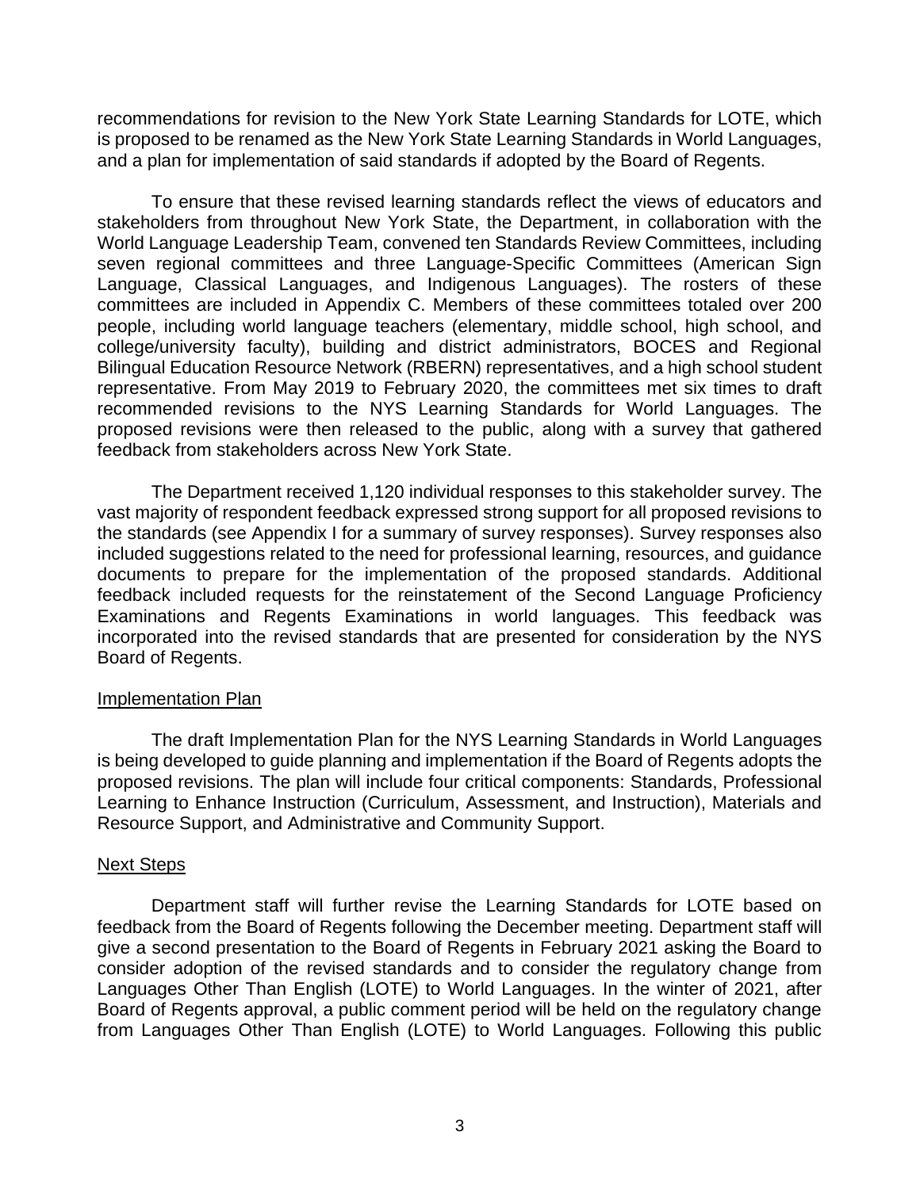recommendations for revision to the New York State Learning Standards for LOTE, which is proposed to be renamed as the New York State Learning Standards in World Languages, and a plan for implementation of said standards if adopted by the Board of Regents.

To ensure that these revised learning standards reflect the views of educators and stakeholders from throughout New York State, the Department, in collaboration with the World Language Leadership Team, convened ten Standards Review Committees, including seven regional committees and three Language-Specific Committees (American Sign Language, Classical Languages, and Indigenous Languages). The rosters of these committees are included in Appendix C. Members of these committees totaled over 200 people, including world language teachers (elementary, middle school, high school, and college/university faculty), building and district administrators, BOCES and Regional Bilingual Education Resource Network (RBERN) representatives, and a high school student representative. From May 2019 to February 2020, the committees met six times to draft recommended revisions to the NYS Learning Standards for World Languages. The proposed revisions were then released to the public, along with a survey that gathered feedback from stakeholders across New York State.

The Department received 1,120 individual responses to this stakeholder survey. The vast majority of respondent feedback expressed strong support for all proposed revisions to the standards (see Appendix I for a summary of survey responses). Survey responses also included suggestions related to the need for professional learning, resources, and guidance documents to prepare for the implementation of the proposed standards. Additional feedback included requests for the reinstatement of the Second Language Proficiency Examinations and Regents Examinations in world languages. This feedback was incorporated into the revised standards that are presented for consideration by the NYS Board of Regents.

## Implementation Plan

The draft Implementation Plan for the NYS Learning Standards in World Languages is being developed to guide planning and implementation if the Board of Regents adopts the proposed revisions. The plan will include four critical components: Standards, Professional Learning to Enhance Instruction (Curriculum, Assessment, and Instruction), Materials and Resource Support, and Administrative and Community Support.

## Next Steps

Department staff will further revise the Learning Standards for LOTE based on feedback from the Board of Regents following the December meeting. Department staff will give a second presentation to the Board of Regents in February 2021 asking the Board to consider adoption of the revised standards and to consider the regulatory change from Languages Other Than English (LOTE) to World Languages. In the winter of 2021, after Board of Regents approval, a public comment period will be held on the regulatory change from Languages Other Than English (LOTE) to World Languages. Following this public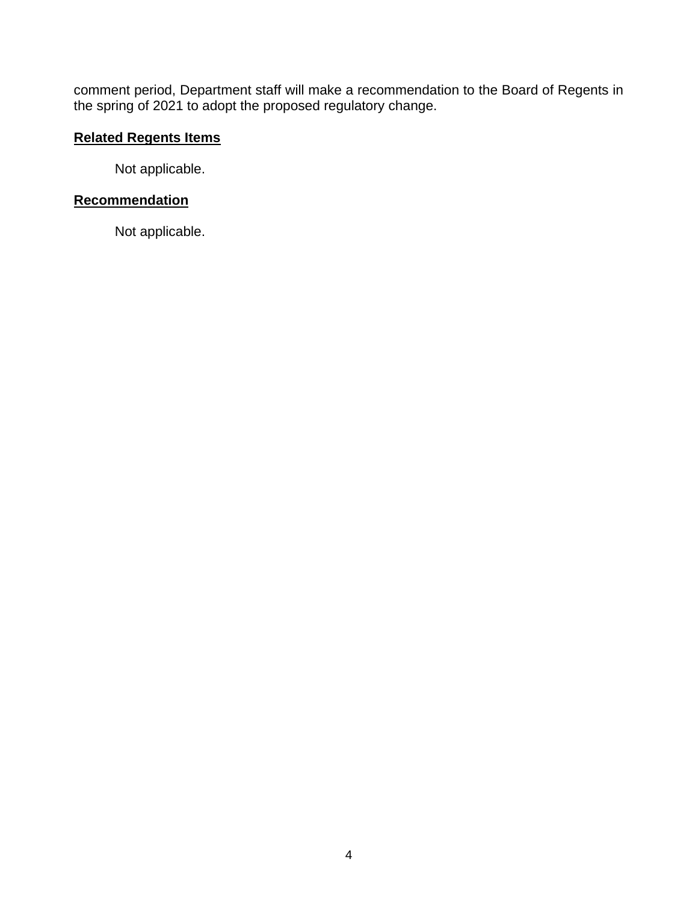comment period, Department staff will make a recommendation to the Board of Regents in the spring of 2021 to adopt the proposed regulatory change.

## Related Regents Items

Not applicable.

## Recommendation

Not applicable.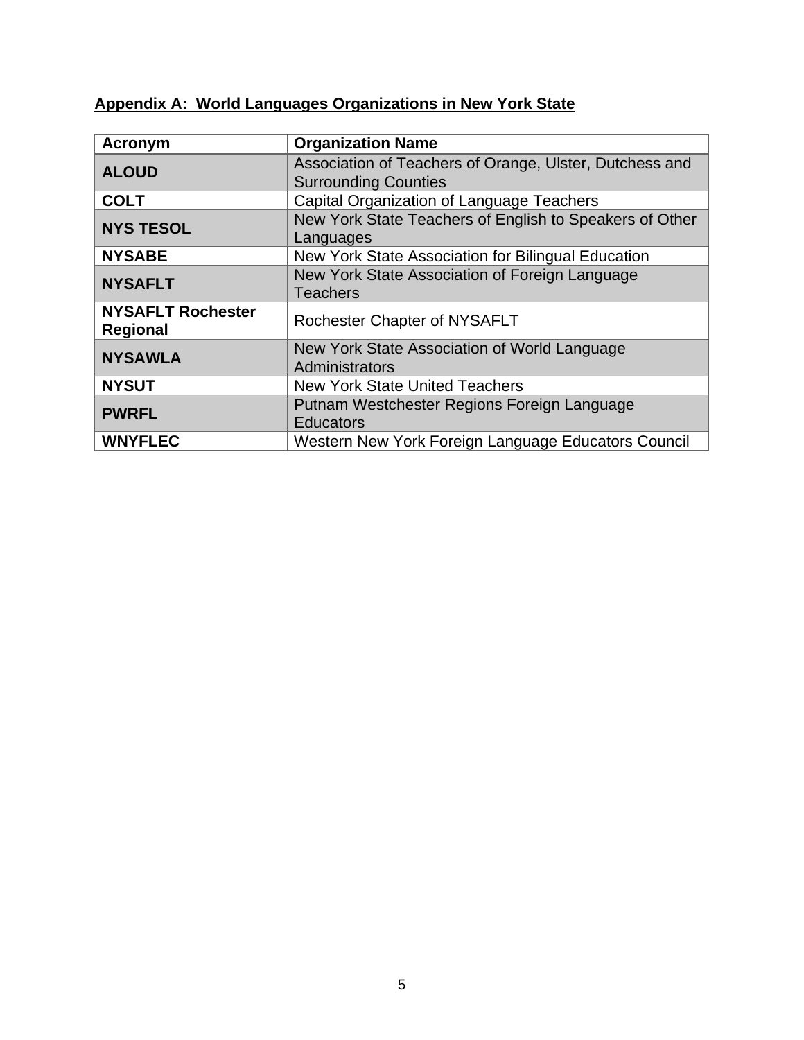## Appendix A: World Languages Organizations in New York State

| Acronym | Organization Name |
|---|---|
| **ALOUD** | Association of Teachers of Orange, Ulster, Dutchess and Surrounding Counties |
| **COLT** | Capital Organization of Language Teachers |
| **NYS TESOL** | New York State Teachers of English to Speakers of Other Languages |
| **NYSABE** | New York State Association for Bilingual Education |
| **NYSAFLT** | New York State Association of Foreign Language Teachers |
| **NYSAFLT Rochester Regional** | Rochester Chapter of NYSAFLT |
| **NYSAWLA** | New York State Association of World Language Administrators |
| **NYSUT** | New York State United Teachers |
| **PWRFL** | Putnam Westchester Regions Foreign Language Educators |
| **WNYFLEC** | Western New York Foreign Language Educators Council |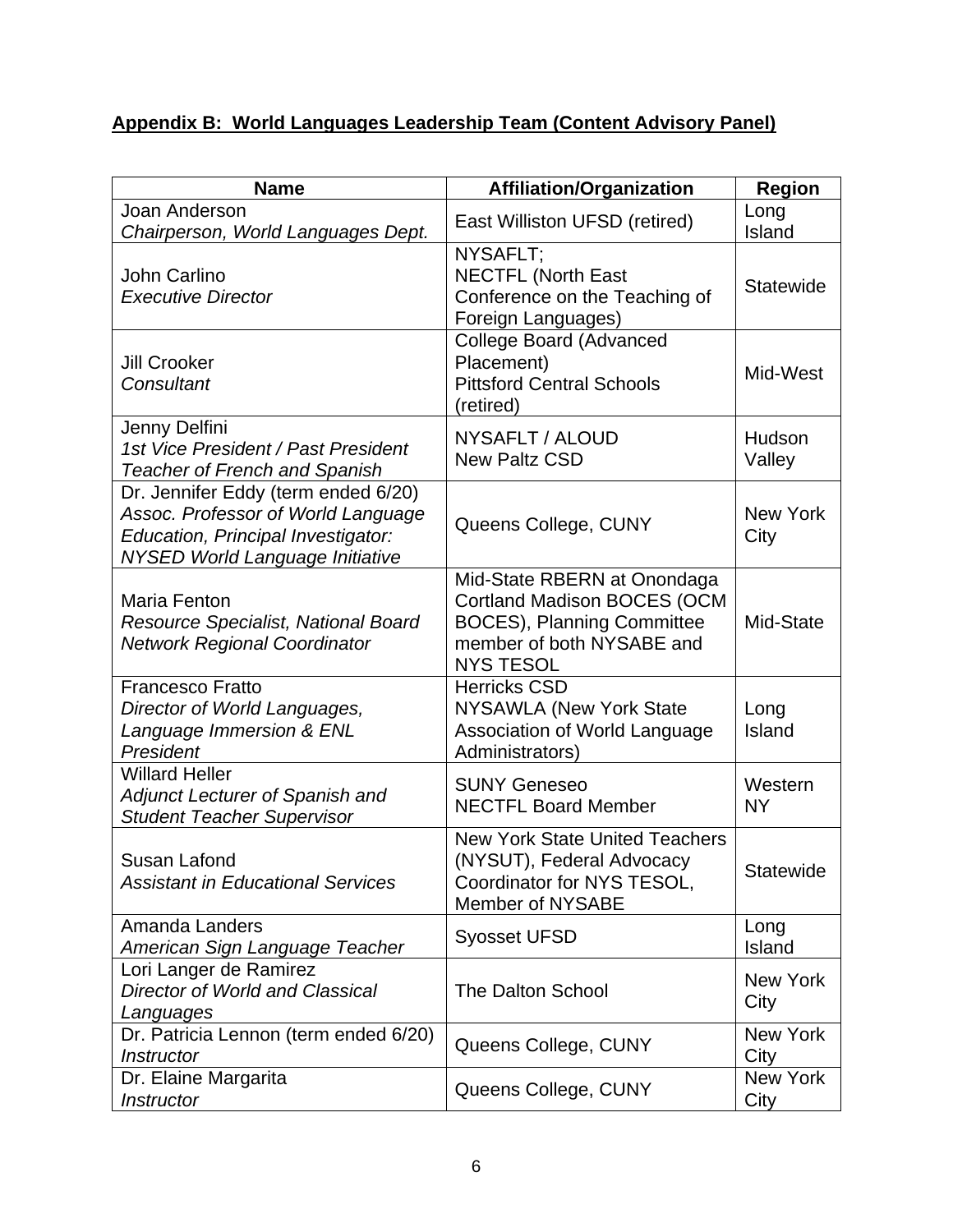## Appendix B: World Languages Leadership Team (Content Advisory Panel)

| Name | Affiliation/Organization | Region |
|---|---|---|
| Joan Anderson<br>*Chairperson, World Languages Dept.* | East Williston UFSD (retired) | Long Island |
| John Carlino<br>*Executive Director* | NYSAFLT;<br>NECTFL (North East Conference on the Teaching of Foreign Languages) | Statewide |
| Jill Crooker<br>*Consultant* | College Board (Advanced Placement)<br>Pittsford Central Schools (retired) | Mid-West |
| Jenny Delfini<br>*1st Vice President / Past President*<br>*Teacher of French and Spanish* | NYSAFLT / ALOUD<br>New Paltz CSD | Hudson Valley |
| Dr. Jennifer Eddy (term ended 6/20)<br>*Assoc. Professor of World Language Education, Principal Investigator: NYSED World Language Initiative* | Queens College, CUNY | New York City |
| Maria Fenton<br>*Resource Specialist, National Board Network Regional Coordinator* | Mid-State RBERN at Onondaga Cortland Madison BOCES (OCM BOCES), Planning Committee member of both NYSABE and NYS TESOL | Mid-State |
| Francesco Fratto<br>*Director of World Languages, Language Immersion & ENL*<br>*President* | Herricks CSD<br>NYSAWLA (New York State Association of World Language Administrators) | Long Island |
| Willard Heller<br>*Adjunct Lecturer of Spanish and Student Teacher Supervisor* | SUNY Geneseo<br>NECTFL Board Member | Western NY |
| Susan Lafond<br>*Assistant in Educational Services* | New York State United Teachers (NYSUT), Federal Advocacy Coordinator for NYS TESOL, Member of NYSABE | Statewide |
| Amanda Landers<br>*American Sign Language Teacher* | Syosset UFSD | Long Island |
| Lori Langer de Ramirez<br>*Director of World and Classical Languages* | The Dalton School | New York City |
| Dr. Patricia Lennon (term ended 6/20)<br>*Instructor* | Queens College, CUNY | New York City |
| Dr. Elaine Margarita<br>*Instructor* | Queens College, CUNY | New York City |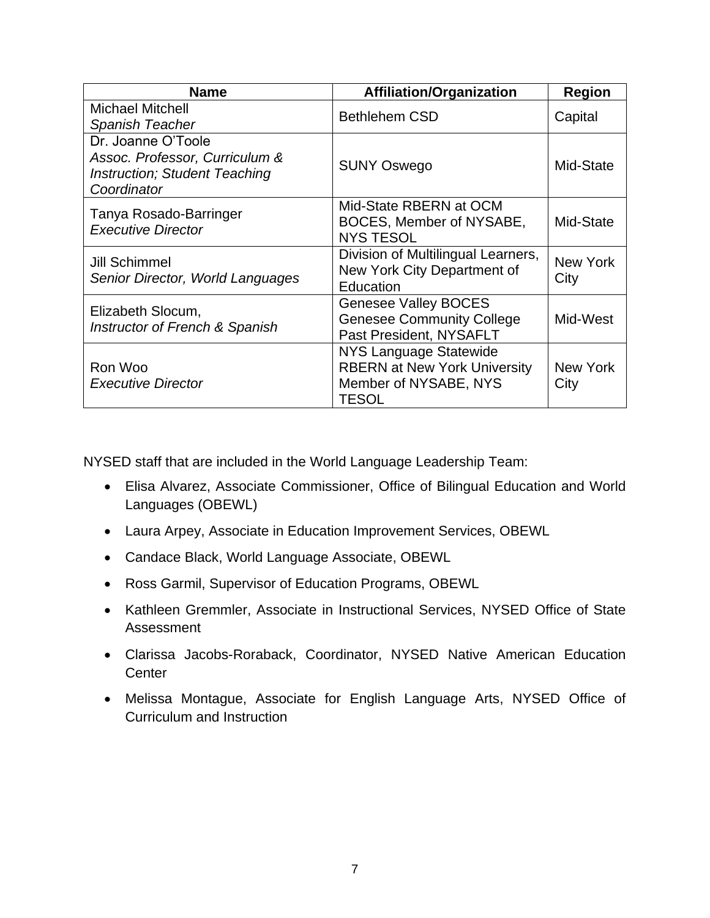| Name | Affiliation/Organization | Region |
|---|---|---|
| Michael Mitchell<br>*Spanish Teacher* | Bethlehem CSD | Capital |
| Dr. Joanne O'Toole<br>*Assoc. Professor, Curriculum & Instruction; Student Teaching Coordinator* | SUNY Oswego | Mid-State |
| Tanya Rosado-Barringer<br>*Executive Director* | Mid-State RBERN at OCM BOCES, Member of NYSABE, NYS TESOL | Mid-State |
| Jill Schimmel<br>*Senior Director, World Languages* | Division of Multilingual Learners, New York City Department of Education | New York City |
| Elizabeth Slocum,<br>*Instructor of French & Spanish* | Genesee Valley BOCES<br>Genesee Community College<br>Past President, NYSAFLT | Mid-West |
| Ron Woo<br>*Executive Director* | NYS Language Statewide RBERN at New York University Member of NYSABE, NYS TESOL | New York City |

NYSED staff that are included in the World Language Leadership Team:

- Elisa Alvarez, Associate Commissioner, Office of Bilingual Education and World Languages (OBEWL)
- Laura Arpey, Associate in Education Improvement Services, OBEWL
- Candace Black, World Language Associate, OBEWL
- Ross Garmil, Supervisor of Education Programs, OBEWL
- Kathleen Gremmler, Associate in Instructional Services, NYSED Office of State Assessment
- Clarissa Jacobs-Roraback, Coordinator, NYSED Native American Education Center
- Melissa Montague, Associate for English Language Arts, NYSED Office of Curriculum and Instruction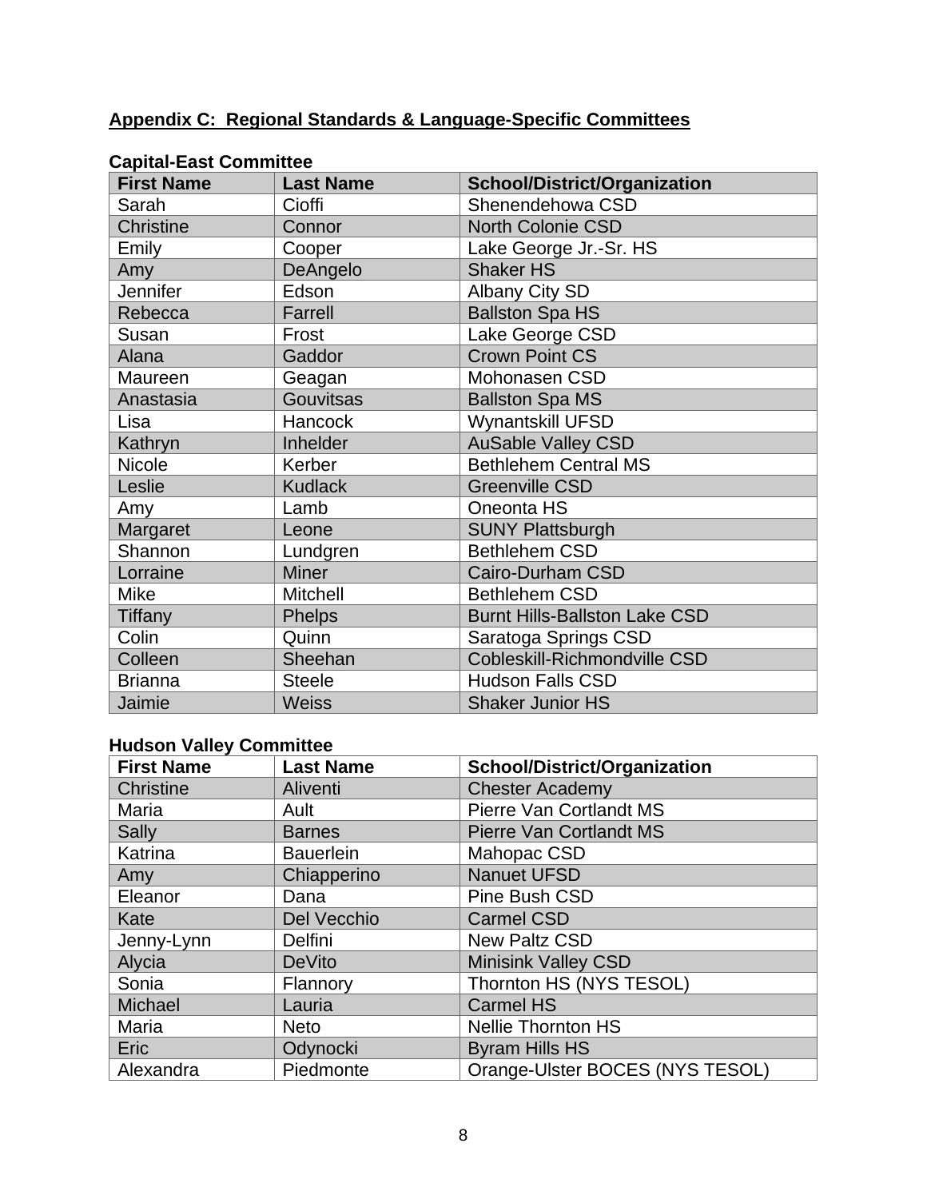## Appendix C: Regional Standards & Language-Specific Committees

**Capital-East Committee**

| First Name | Last Name | School/District/Organization |
|---|---|---|
| Sarah | Cioffi | Shenendehowa CSD |
| Christine | Connor | North Colonie CSD |
| Emily | Cooper | Lake George Jr.-Sr. HS |
| Amy | DeAngelo | Shaker HS |
| Jennifer | Edson | Albany City SD |
| Rebecca | Farrell | Ballston Spa HS |
| Susan | Frost | Lake George CSD |
| Alana | Gaddor | Crown Point CS |
| Maureen | Geagan | Mohonasen CSD |
| Anastasia | Gouvitsas | Ballston Spa MS |
| Lisa | Hancock | Wynantskill UFSD |
| Kathryn | Inhelder | AuSable Valley CSD |
| Nicole | Kerber | Bethlehem Central MS |
| Leslie | Kudlack | Greenville CSD |
| Amy | Lamb | Oneonta HS |
| Margaret | Leone | SUNY Plattsburgh |
| Shannon | Lundgren | Bethlehem CSD |
| Lorraine | Miner | Cairo-Durham CSD |
| Mike | Mitchell | Bethlehem CSD |
| Tiffany | Phelps | Burnt Hills-Ballston Lake CSD |
| Colin | Quinn | Saratoga Springs CSD |
| Colleen | Sheehan | Cobleskill-Richmondville CSD |
| Brianna | Steele | Hudson Falls CSD |
| Jaimie | Weiss | Shaker Junior HS |

**Hudson Valley Committee**

| First Name | Last Name | School/District/Organization |
|---|---|---|
| Christine | Aliventi | Chester Academy |
| Maria | Ault | Pierre Van Cortlandt MS |
| Sally | Barnes | Pierre Van Cortlandt MS |
| Katrina | Bauerlein | Mahopac CSD |
| Amy | Chiapperino | Nanuet UFSD |
| Eleanor | Dana | Pine Bush CSD |
| Kate | Del Vecchio | Carmel CSD |
| Jenny-Lynn | Delfini | New Paltz CSD |
| Alycia | DeVito | Minisink Valley CSD |
| Sonia | Flannory | Thornton HS (NYS TESOL) |
| Michael | Lauria | Carmel HS |
| Maria | Neto | Nellie Thornton HS |
| Eric | Odynocki | Byram Hills HS |
| Alexandra | Piedmonte | Orange-Ulster BOCES (NYS TESOL) |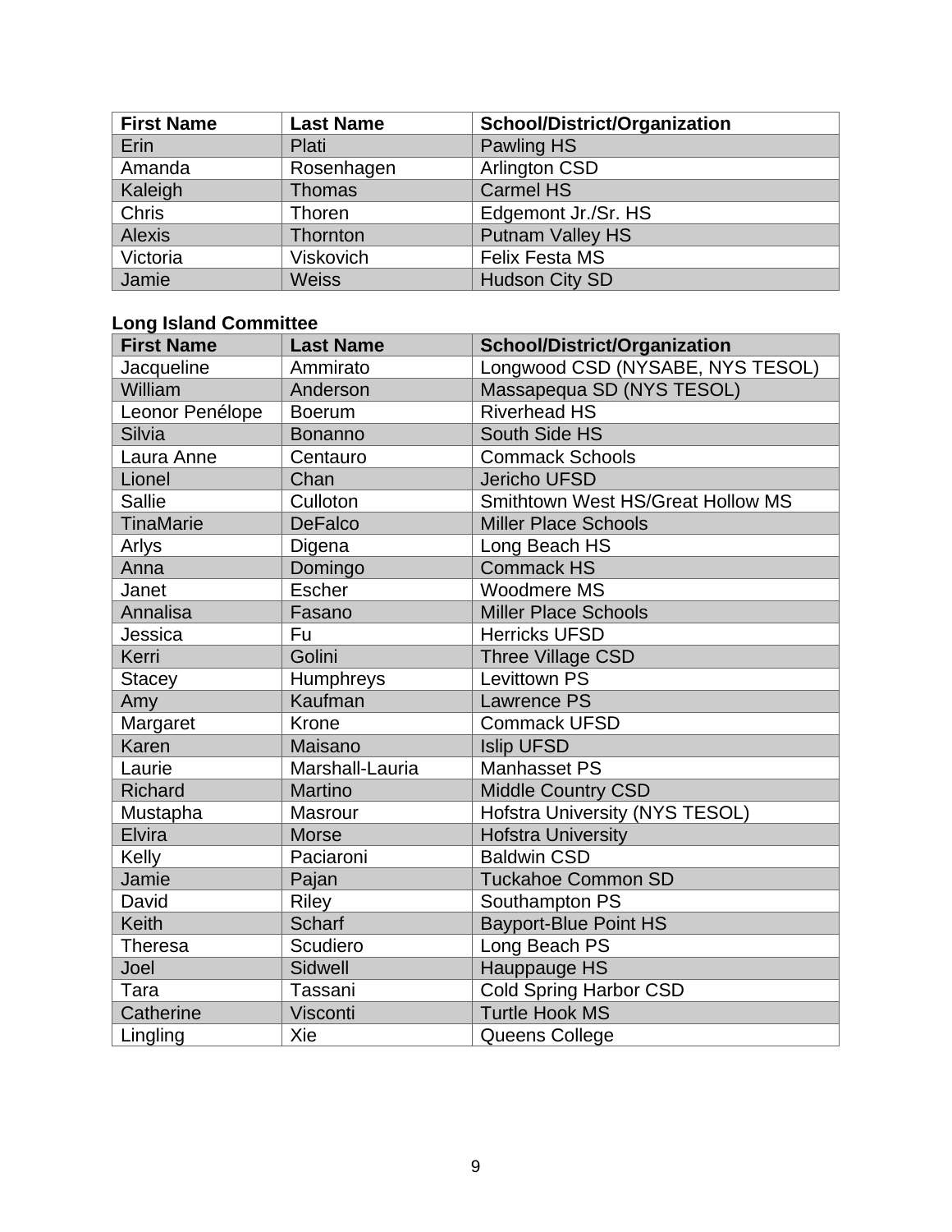| First Name | Last Name | School/District/Organization |
|---|---|---|
| Erin | Plati | Pawling HS |
| Amanda | Rosenhagen | Arlington CSD |
| Kaleigh | Thomas | Carmel HS |
| Chris | Thoren | Edgemont Jr./Sr. HS |
| Alexis | Thornton | Putnam Valley HS |
| Victoria | Viskovich | Felix Festa MS |
| Jamie | Weiss | Hudson City SD |

**Long Island Committee**

| First Name | Last Name | School/District/Organization |
|---|---|---|
| Jacqueline | Ammirato | Longwood CSD (NYSABE, NYS TESOL) |
| William | Anderson | Massapequa SD (NYS TESOL) |
| Leonor Penélope | Boerum | Riverhead HS |
| Silvia | Bonanno | South Side HS |
| Laura Anne | Centauro | Commack Schools |
| Lionel | Chan | Jericho UFSD |
| Sallie | Culloton | Smithtown West HS/Great Hollow MS |
| TinaMarie | DeFalco | Miller Place Schools |
| Arlys | Digena | Long Beach HS |
| Anna | Domingo | Commack HS |
| Janet | Escher | Woodmere MS |
| Annalisa | Fasano | Miller Place Schools |
| Jessica | Fu | Herricks UFSD |
| Kerri | Golini | Three Village CSD |
| Stacey | Humphreys | Levittown PS |
| Amy | Kaufman | Lawrence PS |
| Margaret | Krone | Commack UFSD |
| Karen | Maisano | Islip UFSD |
| Laurie | Marshall-Lauria | Manhasset PS |
| Richard | Martino | Middle Country CSD |
| Mustapha | Masrour | Hofstra University (NYS TESOL) |
| Elvira | Morse | Hofstra University |
| Kelly | Paciaroni | Baldwin CSD |
| Jamie | Pajan | Tuckahoe Common SD |
| David | Riley | Southampton PS |
| Keith | Scharf | Bayport-Blue Point HS |
| Theresa | Scudiero | Long Beach PS |
| Joel | Sidwell | Hauppauge HS |
| Tara | Tassani | Cold Spring Harbor CSD |
| Catherine | Visconti | Turtle Hook MS |
| Lingling | Xie | Queens College |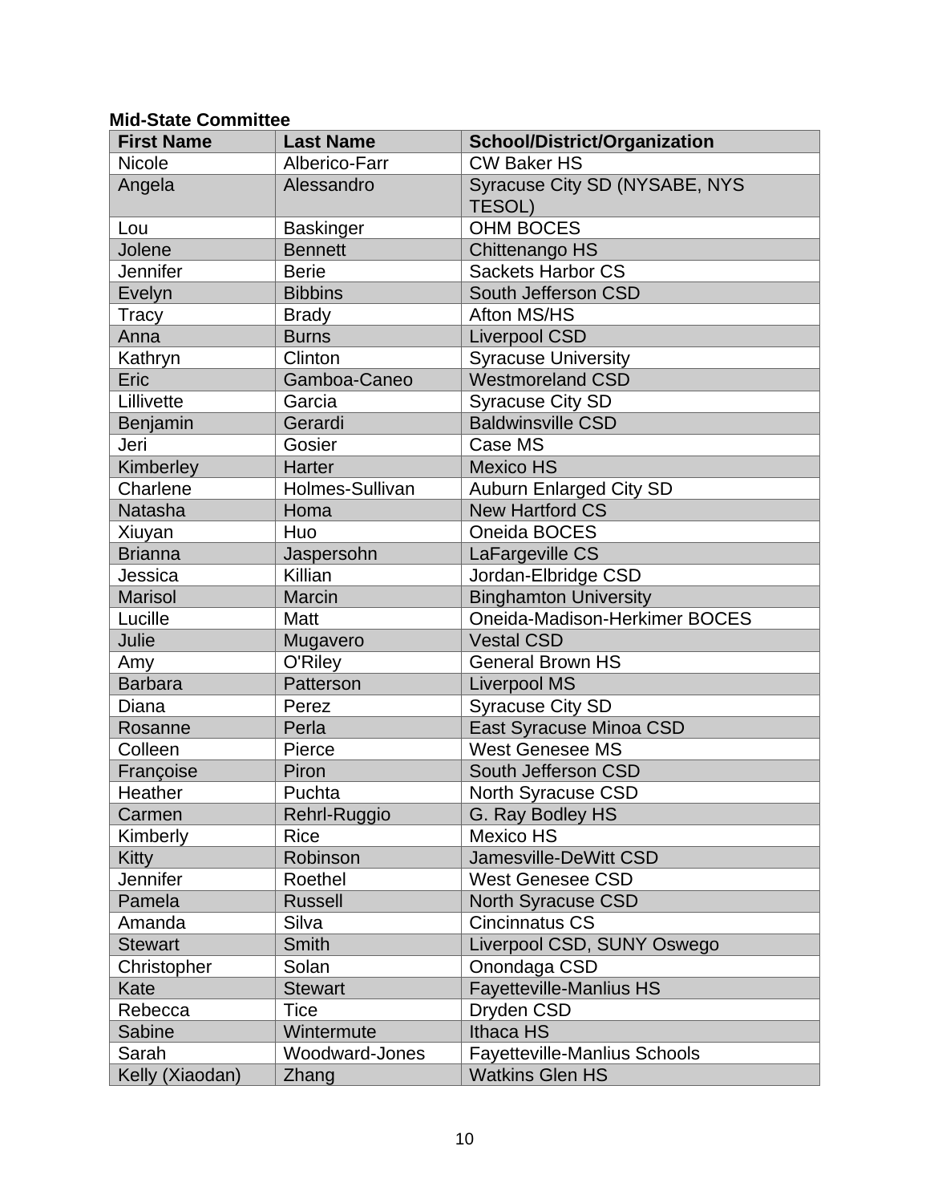**Mid-State Committee**

| First Name | Last Name | School/District/Organization |
|---|---|---|
| Nicole | Alberico-Farr | CW Baker HS |
| Angela | Alessandro | Syracuse City SD (NYSABE, NYS TESOL) |
| Lou | Baskinger | OHM BOCES |
| Jolene | Bennett | Chittenango HS |
| Jennifer | Berie | Sackets Harbor CS |
| Evelyn | Bibbins | South Jefferson CSD |
| Tracy | Brady | Afton MS/HS |
| Anna | Burns | Liverpool CSD |
| Kathryn | Clinton | Syracuse University |
| Eric | Gamboa-Caneo | Westmoreland CSD |
| Lillivette | Garcia | Syracuse City SD |
| Benjamin | Gerardi | Baldwinsville CSD |
| Jeri | Gosier | Case MS |
| Kimberley | Harter | Mexico HS |
| Charlene | Holmes-Sullivan | Auburn Enlarged City SD |
| Natasha | Homa | New Hartford CS |
| Xiuyan | Huo | Oneida BOCES |
| Brianna | Jaspersohn | LaFargeville CS |
| Jessica | Killian | Jordan-Elbridge CSD |
| Marisol | Marcin | Binghamton University |
| Lucille | Matt | Oneida-Madison-Herkimer BOCES |
| Julie | Mugavero | Vestal CSD |
| Amy | O'Riley | General Brown HS |
| Barbara | Patterson | Liverpool MS |
| Diana | Perez | Syracuse City SD |
| Rosanne | Perla | East Syracuse Minoa CSD |
| Colleen | Pierce | West Genesee MS |
| Françoise | Piron | South Jefferson CSD |
| Heather | Puchta | North Syracuse CSD |
| Carmen | Rehrl-Ruggio | G. Ray Bodley HS |
| Kimberly | Rice | Mexico HS |
| Kitty | Robinson | Jamesville-DeWitt CSD |
| Jennifer | Roethel | West Genesee CSD |
| Pamela | Russell | North Syracuse CSD |
| Amanda | Silva | Cincinnatus CS |
| Stewart | Smith | Liverpool CSD, SUNY Oswego |
| Christopher | Solan | Onondaga CSD |
| Kate | Stewart | Fayetteville-Manlius HS |
| Rebecca | Tice | Dryden CSD |
| Sabine | Wintermute | Ithaca HS |
| Sarah | Woodward-Jones | Fayetteville-Manlius Schools |
| Kelly (Xiaodan) | Zhang | Watkins Glen HS |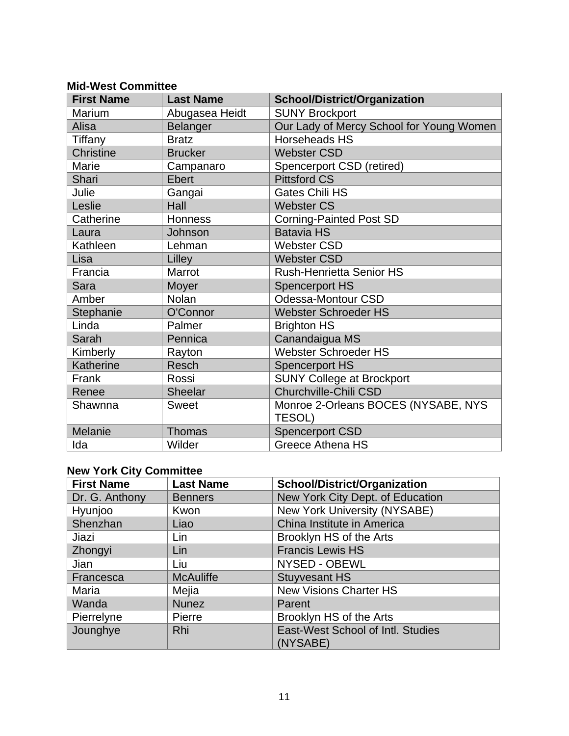**Mid-West Committee**

| First Name | Last Name | School/District/Organization |
|---|---|---|
| Marium | Abugasea Heidt | SUNY Brockport |
| Alisa | Belanger | Our Lady of Mercy School for Young Women |
| Tiffany | Bratz | Horseheads HS |
| Christine | Brucker | Webster CSD |
| Marie | Campanaro | Spencerport CSD (retired) |
| Shari | Ebert | Pittsford CS |
| Julie | Gangai | Gates Chili HS |
| Leslie | Hall | Webster CS |
| Catherine | Honness | Corning-Painted Post SD |
| Laura | Johnson | Batavia HS |
| Kathleen | Lehman | Webster CSD |
| Lisa | Lilley | Webster CSD |
| Francia | Marrot | Rush-Henrietta Senior HS |
| Sara | Moyer | Spencerport HS |
| Amber | Nolan | Odessa-Montour CSD |
| Stephanie | O'Connor | Webster Schroeder HS |
| Linda | Palmer | Brighton HS |
| Sarah | Pennica | Canandaigua MS |
| Kimberly | Rayton | Webster Schroeder HS |
| Katherine | Resch | Spencerport HS |
| Frank | Rossi | SUNY College at Brockport |
| Renee | Sheelar | Churchville-Chili CSD |
| Shawnna | Sweet | Monroe 2-Orleans BOCES (NYSABE, NYS TESOL) |
| Melanie | Thomas | Spencerport CSD |
| Ida | Wilder | Greece Athena HS |

**New York City Committee**

| First Name | Last Name | School/District/Organization |
|---|---|---|
| Dr. G. Anthony | Benners | New York City Dept. of Education |
| Hyunjoo | Kwon | New York University (NYSABE) |
| Shenzhan | Liao | China Institute in America |
| Jiazi | Lin | Brooklyn HS of the Arts |
| Zhongyi | Lin | Francis Lewis HS |
| Jian | Liu | NYSED - OBEWL |
| Francesca | McAuliffe | Stuyvesant HS |
| Maria | Mejia | New Visions Charter HS |
| Wanda | Nunez | Parent |
| Pierrelyne | Pierre | Brooklyn HS of the Arts |
| Jounghye | Rhi | East-West School of Intl. Studies (NYSABE) |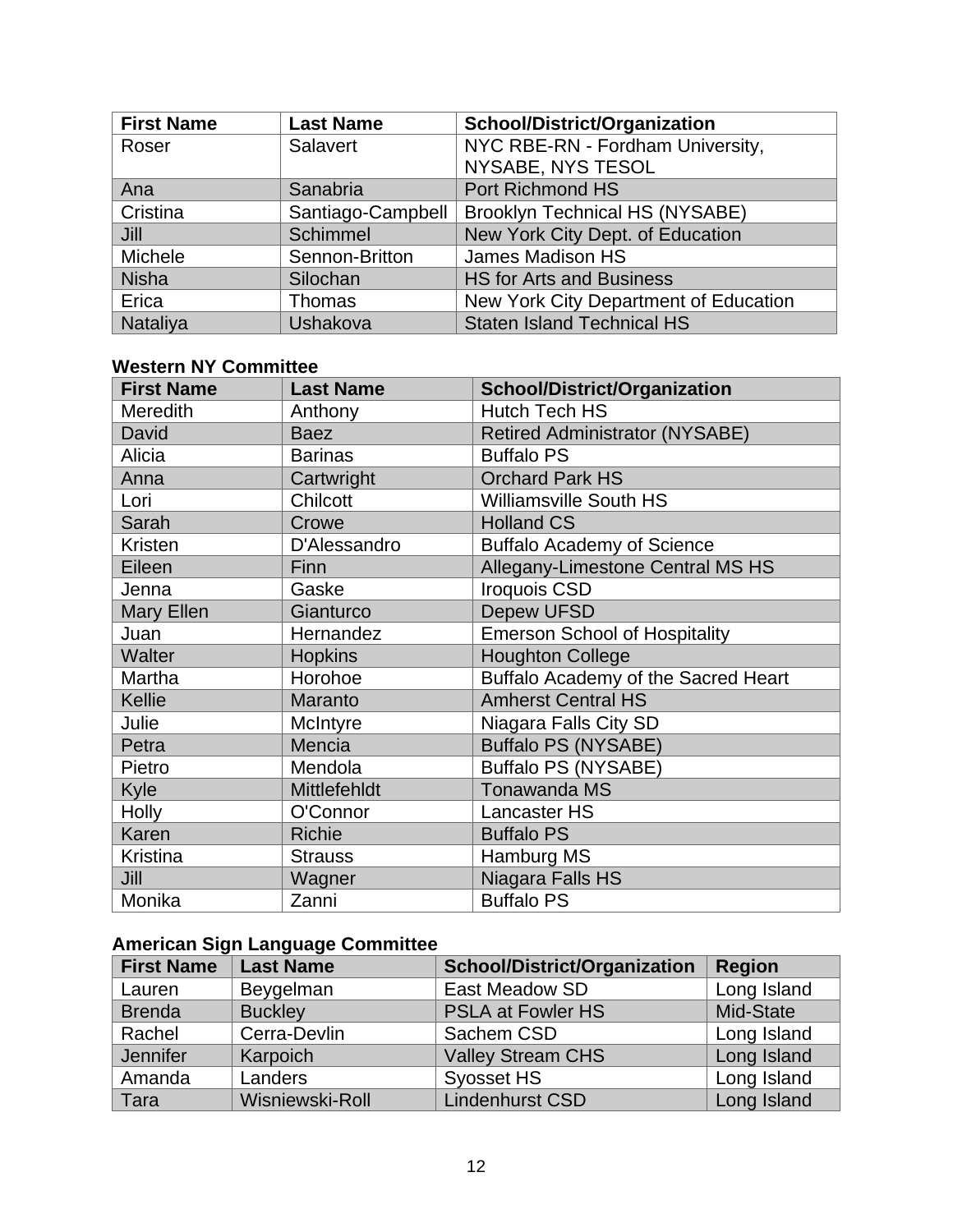| First Name | Last Name | School/District/Organization |
| --- | --- | --- |
| Roser | Salavert | NYC RBE-RN - Fordham University, NYSABE, NYS TESOL |
| Ana | Sanabria | Port Richmond HS |
| Cristina | Santiago-Campbell | Brooklyn Technical HS (NYSABE) |
| Jill | Schimmel | New York City Dept. of Education |
| Michele | Sennon-Britton | James Madison HS |
| Nisha | Silochan | HS for Arts and Business |
| Erica | Thomas | New York City Department of Education |
| Nataliya | Ushakova | Staten Island Technical HS |

**Western NY Committee**

| First Name | Last Name | School/District/Organization |
| --- | --- | --- |
| Meredith | Anthony | Hutch Tech HS |
| David | Baez | Retired Administrator (NYSABE) |
| Alicia | Barinas | Buffalo PS |
| Anna | Cartwright | Orchard Park HS |
| Lori | Chilcott | Williamsville South HS |
| Sarah | Crowe | Holland CS |
| Kristen | D'Alessandro | Buffalo Academy of Science |
| Eileen | Finn | Allegany-Limestone Central MS HS |
| Jenna | Gaske | Iroquois CSD |
| Mary Ellen | Gianturco | Depew UFSD |
| Juan | Hernandez | Emerson School of Hospitality |
| Walter | Hopkins | Houghton College |
| Martha | Horohoe | Buffalo Academy of the Sacred Heart |
| Kellie | Maranto | Amherst Central HS |
| Julie | McIntyre | Niagara Falls City SD |
| Petra | Mencia | Buffalo PS (NYSABE) |
| Pietro | Mendola | Buffalo PS (NYSABE) |
| Kyle | Mittlefehldt | Tonawanda MS |
| Holly | O'Connor | Lancaster HS |
| Karen | Richie | Buffalo PS |
| Kristina | Strauss | Hamburg MS |
| Jill | Wagner | Niagara Falls HS |
| Monika | Zanni | Buffalo PS |

**American Sign Language Committee**

| First Name | Last Name | School/District/Organization | Region |
| --- | --- | --- | --- |
| Lauren | Beygelman | East Meadow SD | Long Island |
| Brenda | Buckley | PSLA at Fowler HS | Mid-State |
| Rachel | Cerra-Devlin | Sachem CSD | Long Island |
| Jennifer | Karpoich | Valley Stream CHS | Long Island |
| Amanda | Landers | Syosset HS | Long Island |
| Tara | Wisniewski-Roll | Lindenhurst CSD | Long Island |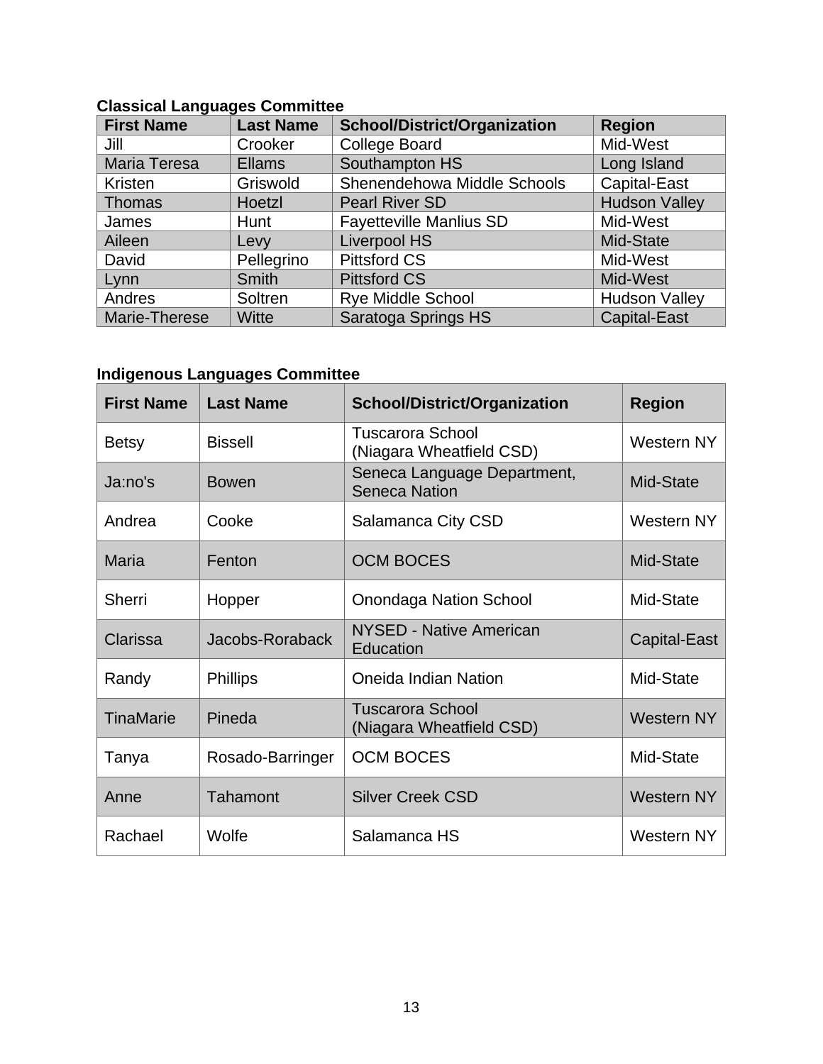**Classical Languages Committee**

| First Name | Last Name | School/District/Organization | Region |
|---|---|---|---|
| Jill | Crooker | College Board | Mid-West |
| Maria Teresa | Ellams | Southampton HS | Long Island |
| Kristen | Griswold | Shenendehowa Middle Schools | Capital-East |
| Thomas | Hoetzl | Pearl River SD | Hudson Valley |
| James | Hunt | Fayetteville Manlius SD | Mid-West |
| Aileen | Levy | Liverpool HS | Mid-State |
| David | Pellegrino | Pittsford CS | Mid-West |
| Lynn | Smith | Pittsford CS | Mid-West |
| Andres | Soltren | Rye Middle School | Hudson Valley |
| Marie-Therese | Witte | Saratoga Springs HS | Capital-East |

**Indigenous Languages Committee**

| First Name | Last Name | School/District/Organization | Region |
|---|---|---|---|
| Betsy | Bissell | Tuscarora School (Niagara Wheatfield CSD) | Western NY |
| Ja:no's | Bowen | Seneca Language Department, Seneca Nation | Mid-State |
| Andrea | Cooke | Salamanca City CSD | Western NY |
| Maria | Fenton | OCM BOCES | Mid-State |
| Sherri | Hopper | Onondaga Nation School | Mid-State |
| Clarissa | Jacobs-Roraback | NYSED - Native American Education | Capital-East |
| Randy | Phillips | Oneida Indian Nation | Mid-State |
| TinaMarie | Pineda | Tuscarora School (Niagara Wheatfield CSD) | Western NY |
| Tanya | Rosado-Barringer | OCM BOCES | Mid-State |
| Anne | Tahamont | Silver Creek CSD | Western NY |
| Rachael | Wolfe | Salamanca HS | Western NY |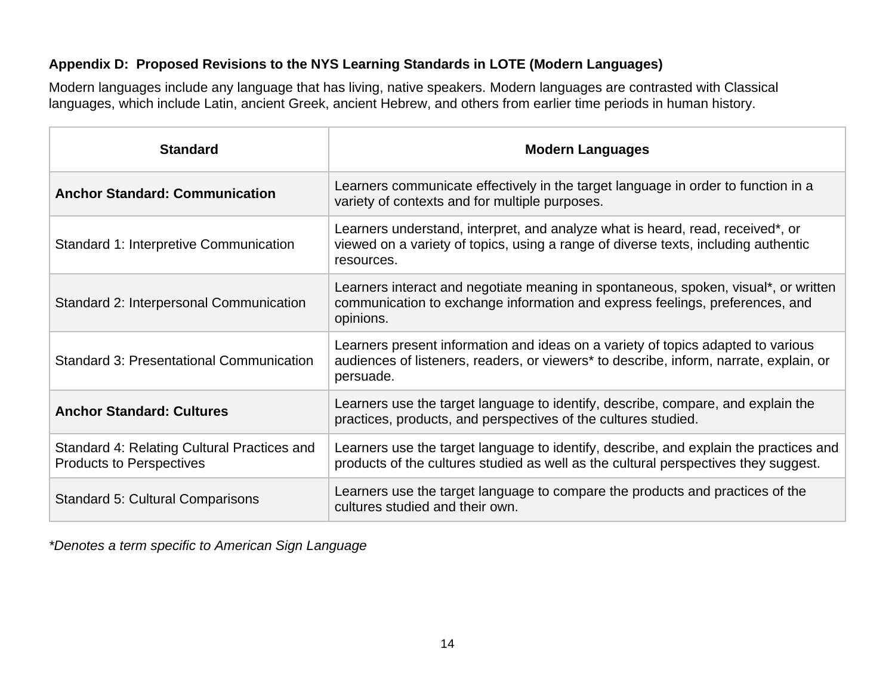**Appendix D: Proposed Revisions to the NYS Learning Standards in LOTE (Modern Languages)**

Modern languages include any language that has living, native speakers. Modern languages are contrasted with Classical languages, which include Latin, ancient Greek, ancient Hebrew, and others from earlier time periods in human history.

| Standard | Modern Languages |
|---|---|
| **Anchor Standard: Communication** | Learners communicate effectively in the target language in order to function in a variety of contexts and for multiple purposes. |
| Standard 1: Interpretive Communication | Learners understand, interpret, and analyze what is heard, read, received*, or viewed on a variety of topics, using a range of diverse texts, including authentic resources. |
| Standard 2: Interpersonal Communication | Learners interact and negotiate meaning in spontaneous, spoken, visual*, or written communication to exchange information and express feelings, preferences, and opinions. |
| Standard 3: Presentational Communication | Learners present information and ideas on a variety of topics adapted to various audiences of listeners, readers, or viewers* to describe, inform, narrate, explain, or persuade. |
| **Anchor Standard: Cultures** | Learners use the target language to identify, describe, compare, and explain the practices, products, and perspectives of the cultures studied. |
| Standard 4: Relating Cultural Practices and Products to Perspectives | Learners use the target language to identify, describe, and explain the practices and products of the cultures studied as well as the cultural perspectives they suggest. |
| Standard 5: Cultural Comparisons | Learners use the target language to compare the products and practices of the cultures studied and their own. |

*\*Denotes a term specific to American Sign Language*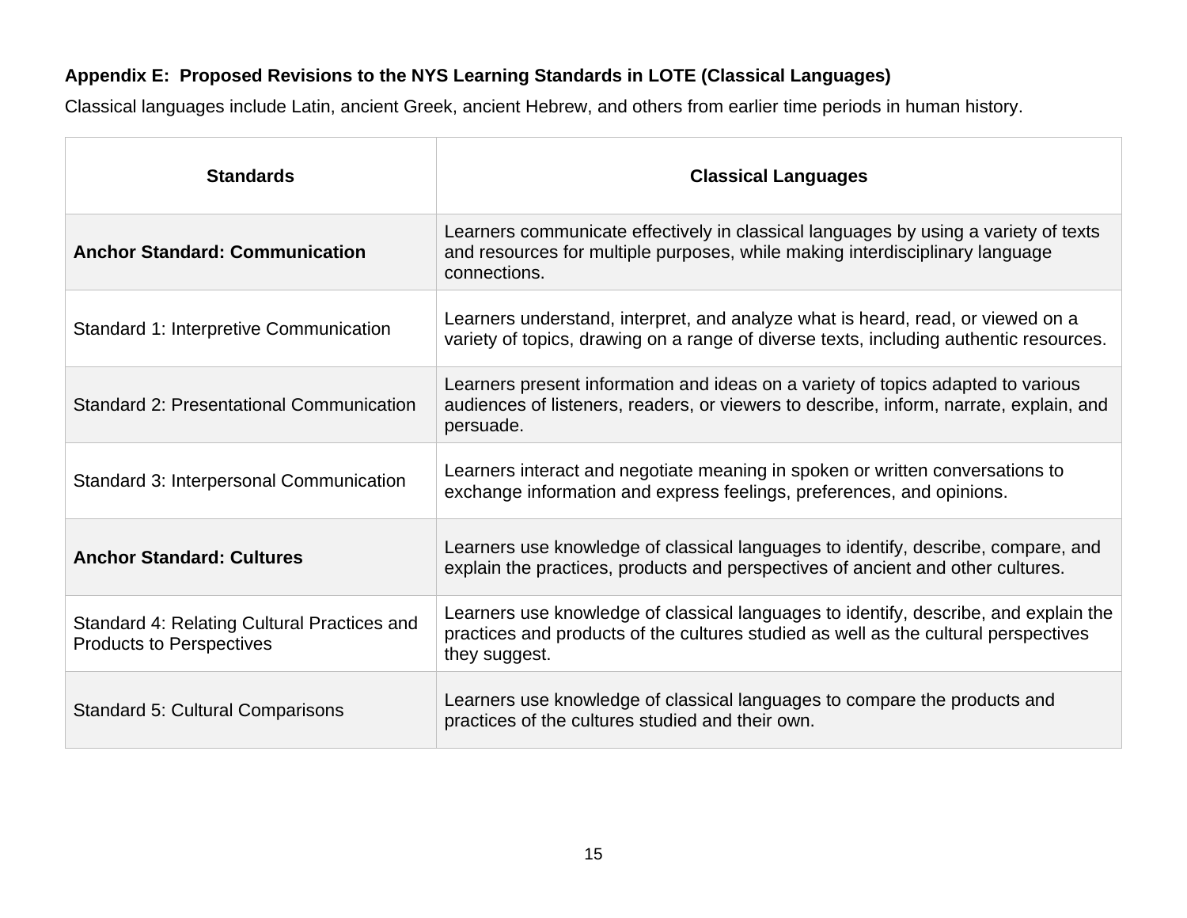**Appendix E: Proposed Revisions to the NYS Learning Standards in LOTE (Classical Languages)**

Classical languages include Latin, ancient Greek, ancient Hebrew, and others from earlier time periods in human history.

| Standards | Classical Languages |
|---|---|
| **Anchor Standard: Communication** | Learners communicate effectively in classical languages by using a variety of texts and resources for multiple purposes, while making interdisciplinary language connections. |
| Standard 1: Interpretive Communication | Learners understand, interpret, and analyze what is heard, read, or viewed on a variety of topics, drawing on a range of diverse texts, including authentic resources. |
| Standard 2: Presentational Communication | Learners present information and ideas on a variety of topics adapted to various audiences of listeners, readers, or viewers to describe, inform, narrate, explain, and persuade. |
| Standard 3: Interpersonal Communication | Learners interact and negotiate meaning in spoken or written conversations to exchange information and express feelings, preferences, and opinions. |
| **Anchor Standard: Cultures** | Learners use knowledge of classical languages to identify, describe, compare, and explain the practices, products and perspectives of ancient and other cultures. |
| Standard 4: Relating Cultural Practices and Products to Perspectives | Learners use knowledge of classical languages to identify, describe, and explain the practices and products of the cultures studied as well as the cultural perspectives they suggest. |
| Standard 5: Cultural Comparisons | Learners use knowledge of classical languages to compare the products and practices of the cultures studied and their own. |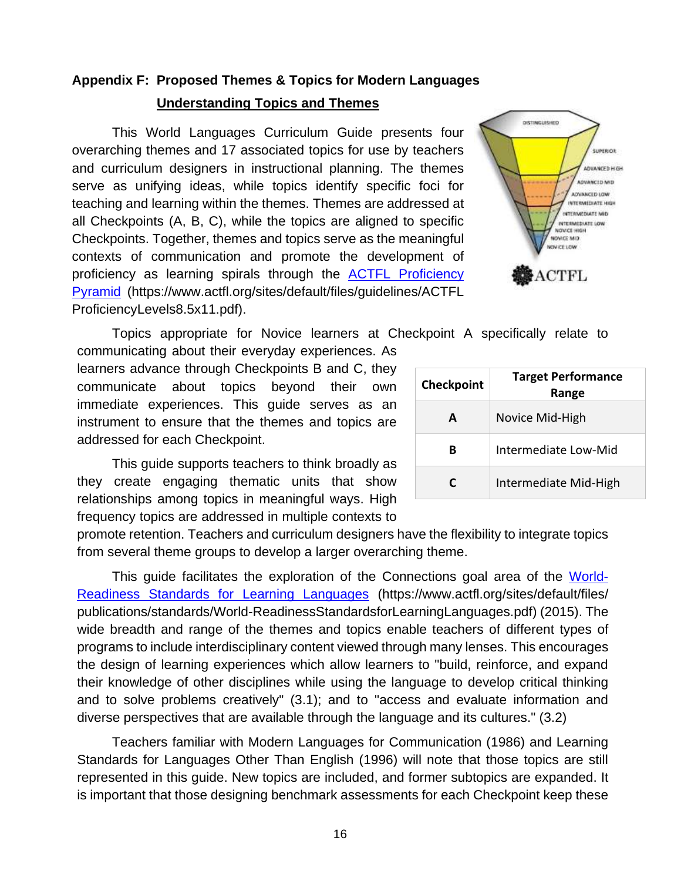## Appendix F: Proposed Themes & Topics for Modern Languages

### Understanding Topics and Themes

This World Languages Curriculum Guide presents four overarching themes and 17 associated topics for use by teachers and curriculum designers in instructional planning. The themes serve as unifying ideas, while topics identify specific foci for teaching and learning within the themes. Themes are addressed at all Checkpoints (A, B, C), while the topics are aligned to specific Checkpoints. Together, themes and topics serve as the meaningful contexts of communication and promote the development of proficiency as learning spirals through the [ACTFL Proficiency Pyramid](https://www.actfl.org/sites/default/files/guidelines/ACTFLProficiencyLevels8.5x11.pdf) (https://www.actfl.org/sites/default/files/guidelines/ACTFL ProficiencyLevels8.5x11.pdf).

Topics appropriate for Novice learners at Checkpoint A specifically relate to communicating about their everyday experiences. As learners advance through Checkpoints B and C, they communicate about topics beyond their own immediate experiences. This guide serves as an instrument to ensure that the themes and topics are addressed for each Checkpoint.

| Checkpoint | Target Performance Range |
|---|---|
| A | Novice Mid-High |
| B | Intermediate Low-Mid |
| C | Intermediate Mid-High |

This guide supports teachers to think broadly as they create engaging thematic units that show relationships among topics in meaningful ways. High frequency topics are addressed in multiple contexts to promote retention. Teachers and curriculum designers have the flexibility to integrate topics from several theme groups to develop a larger overarching theme.

This guide facilitates the exploration of the Connections goal area of the [World-Readiness Standards for Learning Languages](https://www.actfl.org/sites/default/files/publications/standards/World-ReadinessStandardsforLearningLanguages.pdf) (https://www.actfl.org/sites/default/files/publications/standards/World-ReadinessStandardsforLearningLanguages.pdf) (2015). The wide breadth and range of the themes and topics enable teachers of different types of programs to include interdisciplinary content viewed through many lenses. This encourages the design of learning experiences which allow learners to "build, reinforce, and expand their knowledge of other disciplines while using the language to develop critical thinking and to solve problems creatively" (3.1); and to "access and evaluate information and diverse perspectives that are available through the language and its cultures." (3.2)

Teachers familiar with Modern Languages for Communication (1986) and Learning Standards for Languages Other Than English (1996) will note that those topics are still represented in this guide. New topics are included, and former subtopics are expanded. It is important that those designing benchmark assessments for each Checkpoint keep these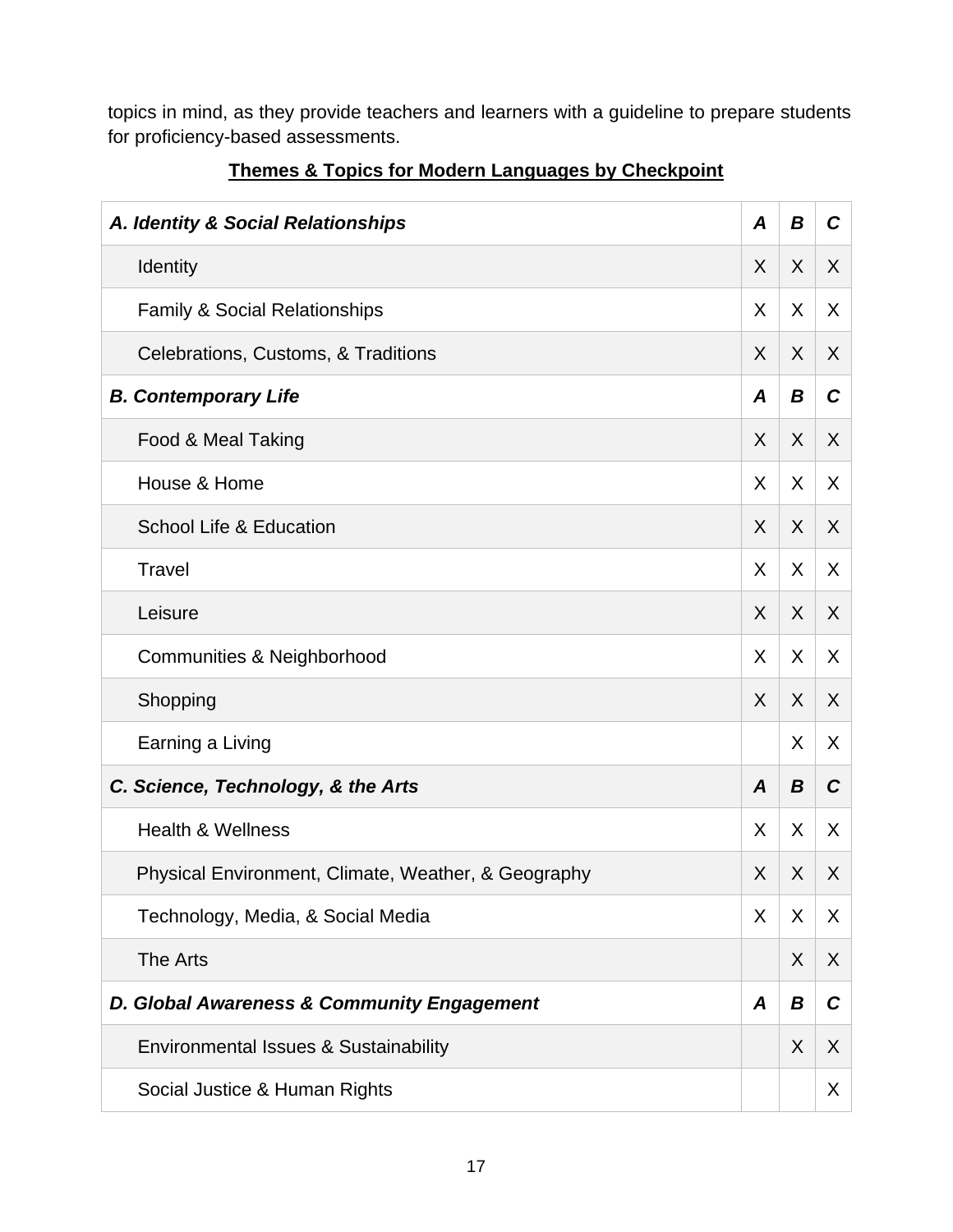topics in mind, as they provide teachers and learners with a guideline to prepare students for proficiency-based assessments.

**Themes & Topics for Modern Languages by Checkpoint**

| ***A. Identity & Social Relationships*** | ***A*** | ***B*** | ***C*** |
|---|---|---|---|
| Identity | X | X | X |
| Family & Social Relationships | X | X | X |
| Celebrations, Customs, & Traditions | X | X | X |
| ***B. Contemporary Life*** | ***A*** | ***B*** | ***C*** |
| Food & Meal Taking | X | X | X |
| House & Home | X | X | X |
| School Life & Education | X | X | X |
| Travel | X | X | X |
| Leisure | X | X | X |
| Communities & Neighborhood | X | X | X |
| Shopping | X | X | X |
| Earning a Living | | X | X |
| ***C. Science, Technology, & the Arts*** | ***A*** | ***B*** | ***C*** |
| Health & Wellness | X | X | X |
| Physical Environment, Climate, Weather, & Geography | X | X | X |
| Technology, Media, & Social Media | X | X | X |
| The Arts | | X | X |
| ***D. Global Awareness & Community Engagement*** | ***A*** | ***B*** | ***C*** |
| Environmental Issues & Sustainability | | X | X |
| Social Justice & Human Rights | | | X |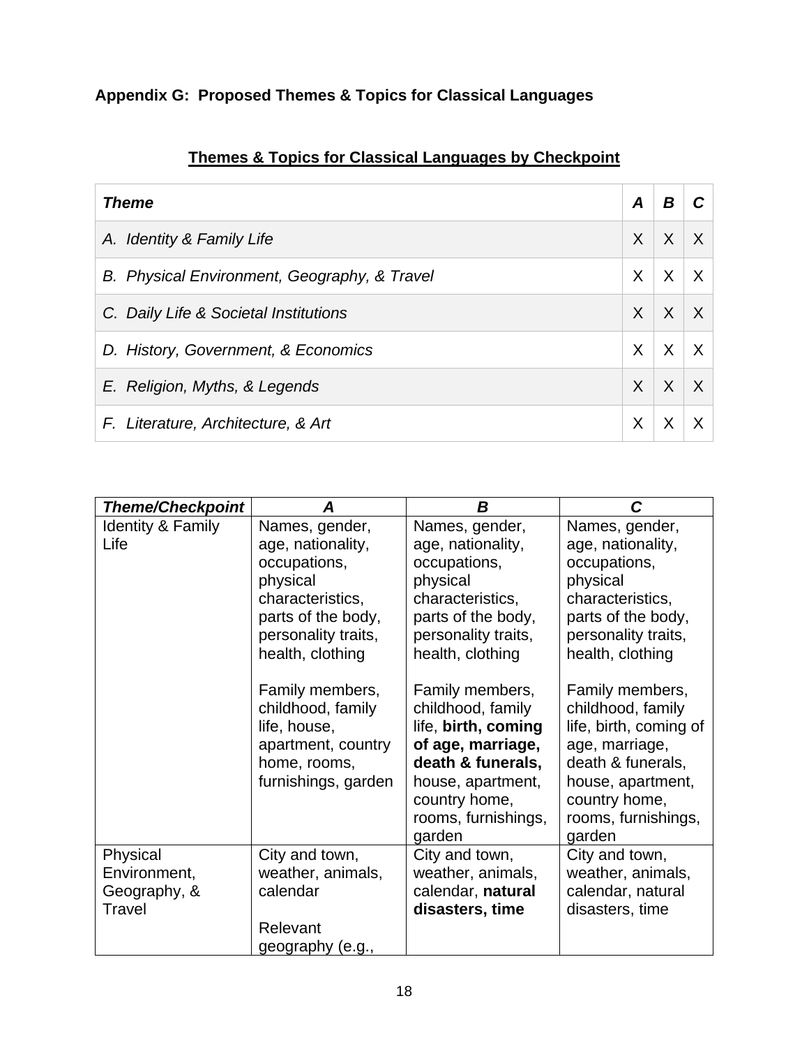### Appendix G: Proposed Themes & Topics for Classical Languages

**Themes & Topics for Classical Languages by Checkpoint**

| ***Theme*** | ***A*** | ***B*** | ***C*** |
|---|---|---|---|
| *A. Identity & Family Life* | X | X | X |
| *B. Physical Environment, Geography, & Travel* | X | X | X |
| *C. Daily Life & Societal Institutions* | X | X | X |
| *D. History, Government, & Economics* | X | X | X |
| *E. Religion, Myths, & Legends* | X | X | X |
| *F. Literature, Architecture, & Art* | X | X | X |

| ***Theme/Checkpoint*** | ***A*** | ***B*** | ***C*** |
|---|---|---|---|
| Identity & Family Life | Names, gender, age, nationality, occupations, physical characteristics, parts of the body, personality traits, health, clothing<br><br>Family members, childhood, family life, house, apartment, country home, rooms, furnishings, garden | Names, gender, age, nationality, occupations, physical characteristics, parts of the body, personality traits, health, clothing<br><br>Family members, childhood, family life, **birth, coming of age, marriage, death & funerals,** house, apartment, country home, rooms, furnishings, garden | Names, gender, age, nationality, occupations, physical characteristics, parts of the body, personality traits, health, clothing<br><br>Family members, childhood, family life, birth, coming of age, marriage, death & funerals, house, apartment, country home, rooms, furnishings, garden |
| Physical Environment, Geography, & Travel | City and town, weather, animals, calendar<br><br>Relevant geography (e.g., | City and town, weather, animals, calendar, **natural disasters, time** | City and town, weather, animals, calendar, natural disasters, time |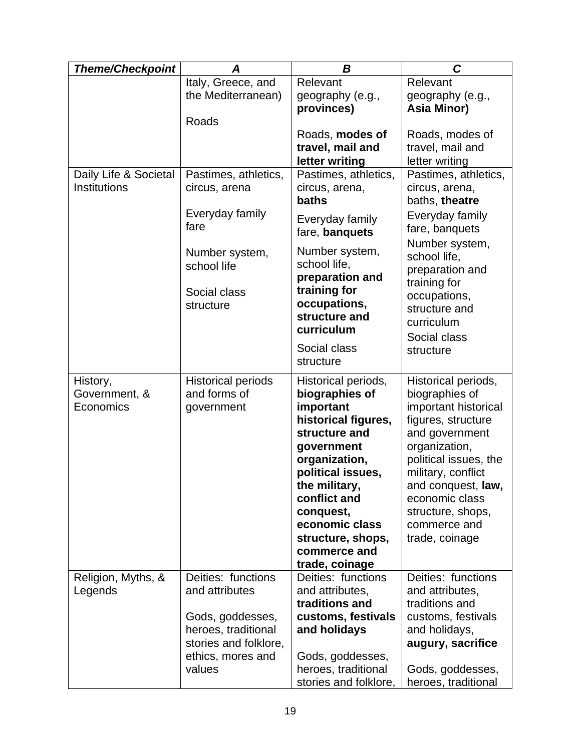| ***Theme/Checkpoint*** | ***A*** | ***B*** | ***C*** |
|---|---|---|---|
| | Italy, Greece, and the Mediterranean)<br><br>Roads | Relevant geography (e.g., **provinces)**<br><br>Roads, **modes of travel, mail and letter writing** | Relevant geography (e.g., **Asia Minor)**<br><br>Roads, modes of travel, mail and letter writing |
| Daily Life & Societal Institutions | Pastimes, athletics, circus, arena<br><br>Everyday family fare<br><br>Number system, school life<br><br>Social class structure | Pastimes, athletics, circus, arena, **baths**<br><br>Everyday family fare, **banquets**<br><br>Number system, school life, **preparation and training for occupations, structure and curriculum**<br><br>Social class structure | Pastimes, athletics, circus, arena, baths, **theatre**<br><br>Everyday family fare, banquets<br><br>Number system, school life, preparation and training for occupations, structure and curriculum<br><br>Social class structure |
| History, Government, & Economics | Historical periods and forms of government | Historical periods, **biographies of important historical figures, structure and government organization, political issues, the military, conflict and conquest, economic class structure, shops, commerce and trade, coinage** | Historical periods, biographies of important historical figures, structure and government organization, political issues, the military, conflict and conquest, **law,** economic class structure, shops, commerce and trade, coinage |
| Religion, Myths, & Legends | Deities: functions and attributes<br><br>Gods, goddesses, heroes, traditional stories and folklore, ethics, mores and values | Deities: functions and attributes, **traditions and customs, festivals and holidays**<br><br>Gods, goddesses, heroes, traditional stories and folklore, | Deities: functions and attributes, traditions and customs, festivals and holidays, **augury, sacrifice**<br><br>Gods, goddesses, heroes, traditional |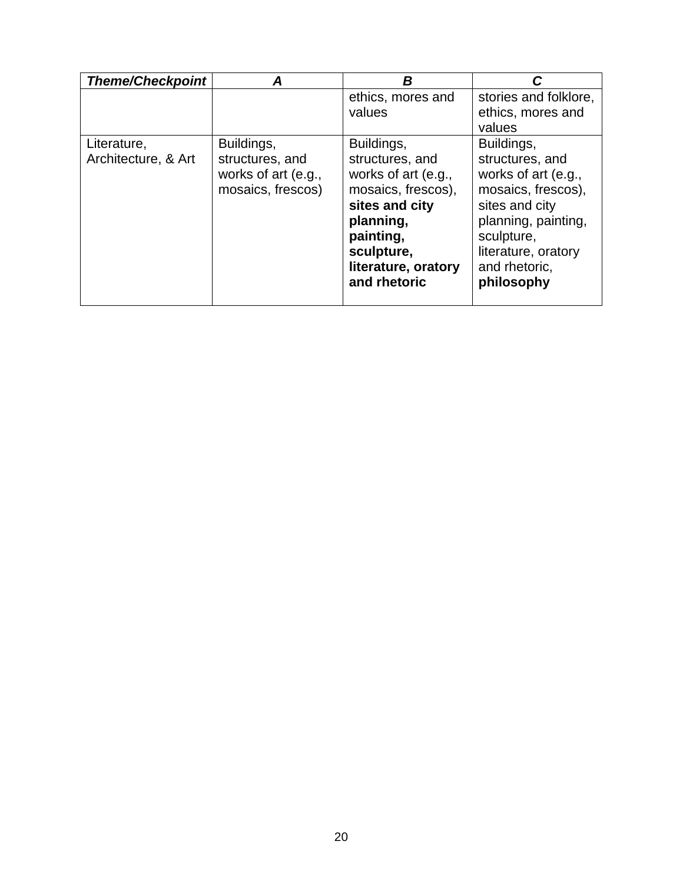| ***Theme/Checkpoint*** | ***A*** | ***B*** | ***C*** |
|---|---|---|---|
| | | ethics, mores and values | stories and folklore, ethics, mores and values |
| Literature, Architecture, & Art | Buildings, structures, and works of art (e.g., mosaics, frescos) | Buildings, structures, and works of art (e.g., mosaics, frescos), **sites and city planning, painting, sculpture, literature, oratory and rhetoric** | Buildings, structures, and works of art (e.g., mosaics, frescos), sites and city planning, painting, sculpture, literature, oratory and rhetoric, **philosophy** |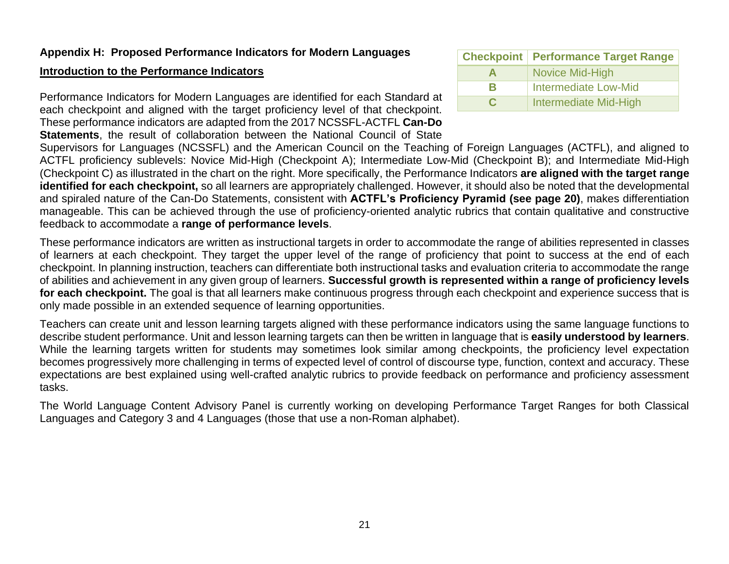## Appendix H: Proposed Performance Indicators for Modern Languages

### Introduction to the Performance Indicators

| Checkpoint | Performance Target Range |
|---|---|
| A | Novice Mid-High |
| B | Intermediate Low-Mid |
| C | Intermediate Mid-High |

Performance Indicators for Modern Languages are identified for each Standard at each checkpoint and aligned with the target proficiency level of that checkpoint. These performance indicators are adapted from the 2017 NCSSFL-ACTFL **Can-Do Statements**, the result of collaboration between the National Council of State Supervisors for Languages (NCSSFL) and the American Council on the Teaching of Foreign Languages (ACTFL), and aligned to ACTFL proficiency sublevels: Novice Mid-High (Checkpoint A); Intermediate Low-Mid (Checkpoint B); and Intermediate Mid-High (Checkpoint C) as illustrated in the chart on the right. More specifically, the Performance Indicators **are aligned with the target range identified for each checkpoint,** so all learners are appropriately challenged. However, it should also be noted that the developmental and spiraled nature of the Can-Do Statements, consistent with **ACTFL's Proficiency Pyramid (see page 20)**, makes differentiation manageable. This can be achieved through the use of proficiency-oriented analytic rubrics that contain qualitative and constructive feedback to accommodate a **range of performance levels**.

These performance indicators are written as instructional targets in order to accommodate the range of abilities represented in classes of learners at each checkpoint. They target the upper level of the range of proficiency that point to success at the end of each checkpoint. In planning instruction, teachers can differentiate both instructional tasks and evaluation criteria to accommodate the range of abilities and achievement in any given group of learners. **Successful growth is represented within a range of proficiency levels for each checkpoint.** The goal is that all learners make continuous progress through each checkpoint and experience success that is only made possible in an extended sequence of learning opportunities.

Teachers can create unit and lesson learning targets aligned with these performance indicators using the same language functions to describe student performance. Unit and lesson learning targets can then be written in language that is **easily understood by learners**. While the learning targets written for students may sometimes look similar among checkpoints, the proficiency level expectation becomes progressively more challenging in terms of expected level of control of discourse type, function, context and accuracy. These expectations are best explained using well-crafted analytic rubrics to provide feedback on performance and proficiency assessment tasks.

The World Language Content Advisory Panel is currently working on developing Performance Target Ranges for both Classical Languages and Category 3 and 4 Languages (those that use a non-Roman alphabet).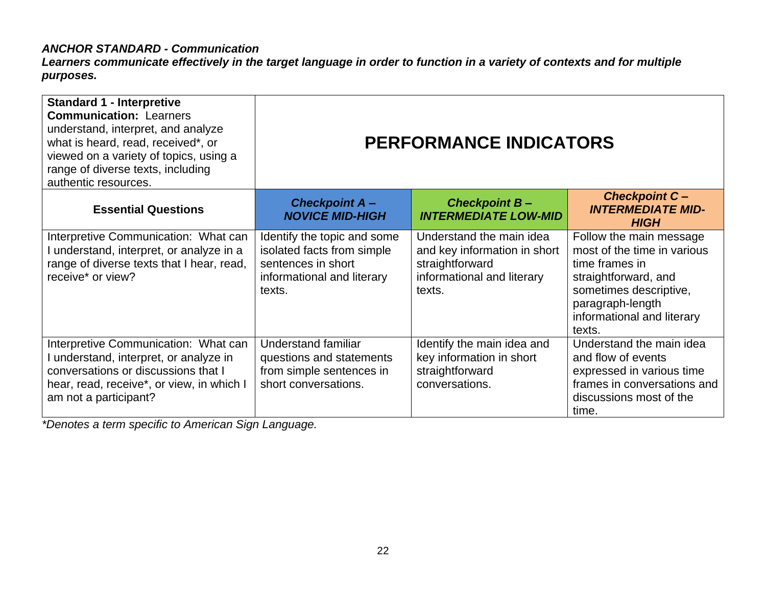***ANCHOR STANDARD - Communication***

***Learners communicate effectively in the target language in order to function in a variety of contexts and for multiple purposes.***

| **Standard 1 - Interpretive Communication:** Learners understand, interpret, and analyze what is heard, read, received*, or viewed on a variety of topics, using a range of diverse texts, including authentic resources. | **PERFORMANCE INDICATORS** | | |
|---|---|---|---|
| **Essential Questions** | ***Checkpoint A – NOVICE MID-HIGH*** | ***Checkpoint B – INTERMEDIATE LOW-MID*** | ***Checkpoint C – INTERMEDIATE MID-HIGH*** |
| Interpretive Communication: What can I understand, interpret, or analyze in a range of diverse texts that I hear, read, receive* or view? | Identify the topic and some isolated facts from simple sentences in short informational and literary texts. | Understand the main idea and key information in short straightforward informational and literary texts. | Follow the main message most of the time in various time frames in straightforward, and sometimes descriptive, paragraph-length informational and literary texts. |
| Interpretive Communication: What can I understand, interpret, or analyze in conversations or discussions that I hear, read, receive*, or view, in which I am not a participant? | Understand familiar questions and statements from simple sentences in short conversations. | Identify the main idea and key information in short straightforward conversations. | Understand the main idea and flow of events expressed in various time frames in conversations and discussions most of the time. |

*\*Denotes a term specific to American Sign Language.*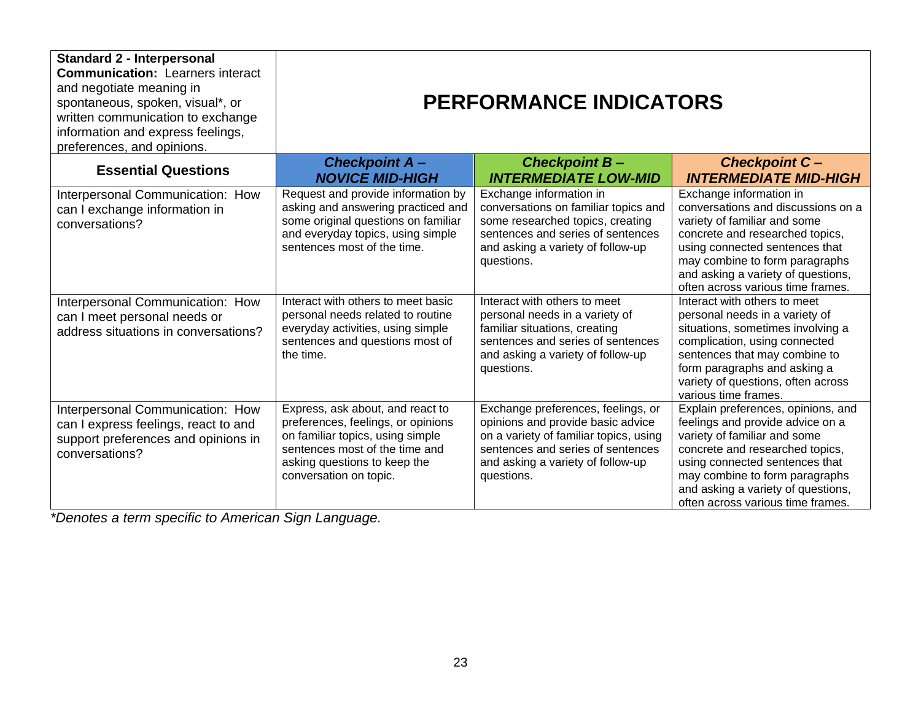| **Standard 2 - Interpersonal Communication:** Learners interact and negotiate meaning in spontaneous, spoken, visual*, or written communication to exchange information and express feelings, preferences, and opinions. | **PERFORMANCE INDICATORS** | | |
|---|---|---|---|
| **Essential Questions** | ***Checkpoint A – NOVICE MID-HIGH*** | ***Checkpoint B – INTERMEDIATE LOW-MID*** | ***Checkpoint C – INTERMEDIATE MID-HIGH*** |
| Interpersonal Communication: How can I exchange information in conversations? | Request and provide information by asking and answering practiced and some original questions on familiar and everyday topics, using simple sentences most of the time. | Exchange information in conversations on familiar topics and some researched topics, creating sentences and series of sentences and asking a variety of follow-up questions. | Exchange information in conversations and discussions on a variety of familiar and some concrete and researched topics, using connected sentences that may combine to form paragraphs and asking a variety of questions, often across various time frames. |
| Interpersonal Communication: How can I meet personal needs or address situations in conversations? | Interact with others to meet basic personal needs related to routine everyday activities, using simple sentences and questions most of the time. | Interact with others to meet personal needs in a variety of familiar situations, creating sentences and series of sentences and asking a variety of follow-up questions. | Interact with others to meet personal needs in a variety of situations, sometimes involving a complication, using connected sentences that may combine to form paragraphs and asking a variety of questions, often across various time frames. |
| Interpersonal Communication: How can I express feelings, react to and support preferences and opinions in conversations? | Express, ask about, and react to preferences, feelings, or opinions on familiar topics, using simple sentences most of the time and asking questions to keep the conversation on topic. | Exchange preferences, feelings, or opinions and provide basic advice on a variety of familiar topics, using sentences and series of sentences and asking a variety of follow-up questions. | Explain preferences, opinions, and feelings and provide advice on a variety of familiar and some concrete and researched topics, using connected sentences that may combine to form paragraphs and asking a variety of questions, often across various time frames. |

*\*Denotes a term specific to American Sign Language.*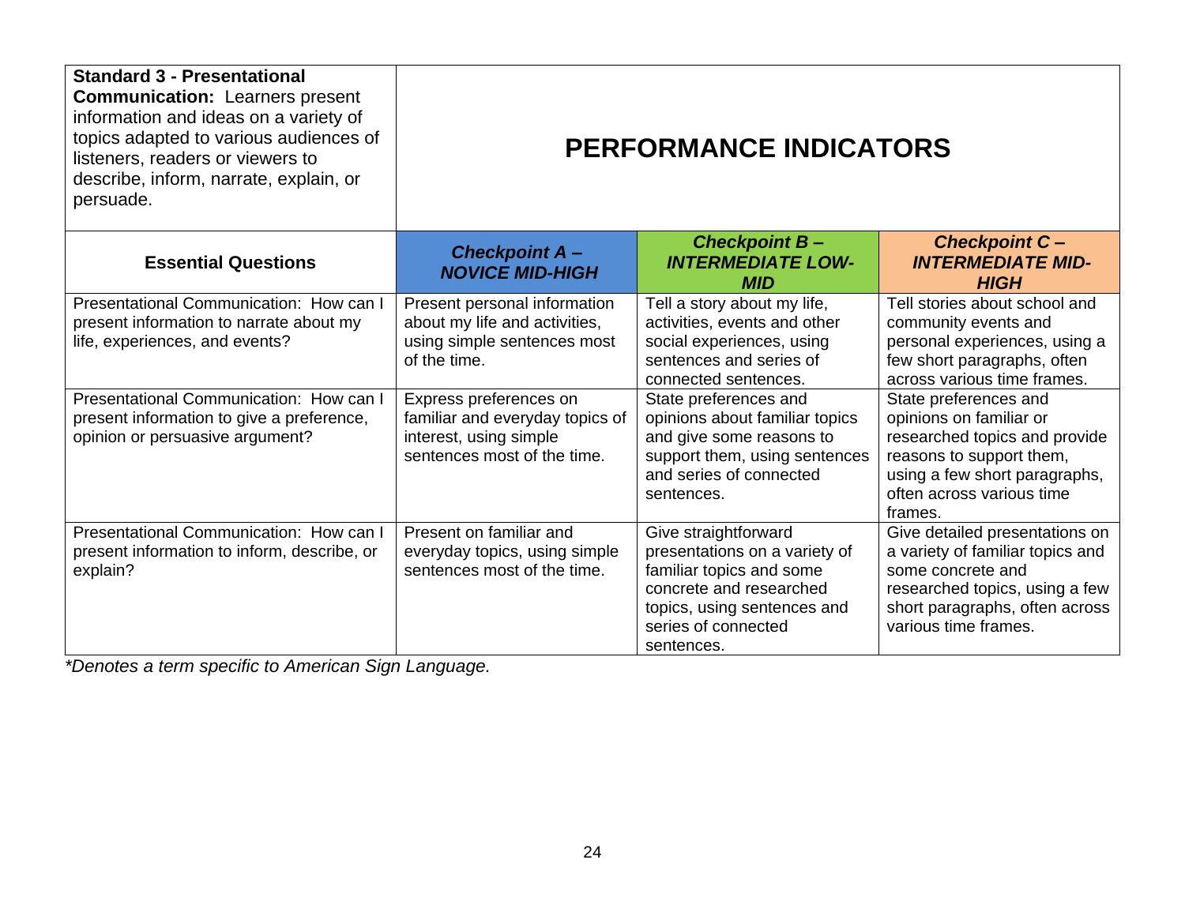| **Standard 3 - Presentational Communication:** Learners present information and ideas on a variety of topics adapted to various audiences of listeners, readers or viewers to describe, inform, narrate, explain, or persuade. | **PERFORMANCE INDICATORS** | | |
|---|---|---|---|
| **Essential Questions** | ***Checkpoint A – NOVICE MID-HIGH*** | ***Checkpoint B – INTERMEDIATE LOW-MID*** | ***Checkpoint C – INTERMEDIATE MID-HIGH*** |
| Presentational Communication: How can I present information to narrate about my life, experiences, and events? | Present personal information about my life and activities, using simple sentences most of the time. | Tell a story about my life, activities, events and other social experiences, using sentences and series of connected sentences. | Tell stories about school and community events and personal experiences, using a few short paragraphs, often across various time frames. |
| Presentational Communication: How can I present information to give a preference, opinion or persuasive argument? | Express preferences on familiar and everyday topics of interest, using simple sentences most of the time. | State preferences and opinions about familiar topics and give some reasons to support them, using sentences and series of connected sentences. | State preferences and opinions on familiar or researched topics and provide reasons to support them, using a few short paragraphs, often across various time frames. |
| Presentational Communication: How can I present information to inform, describe, or explain? | Present on familiar and everyday topics, using simple sentences most of the time. | Give straightforward presentations on a variety of familiar topics and some concrete and researched topics, using sentences and series of connected sentences. | Give detailed presentations on a variety of familiar topics and some concrete and researched topics, using a few short paragraphs, often across various time frames. |

*\*Denotes a term specific to American Sign Language.*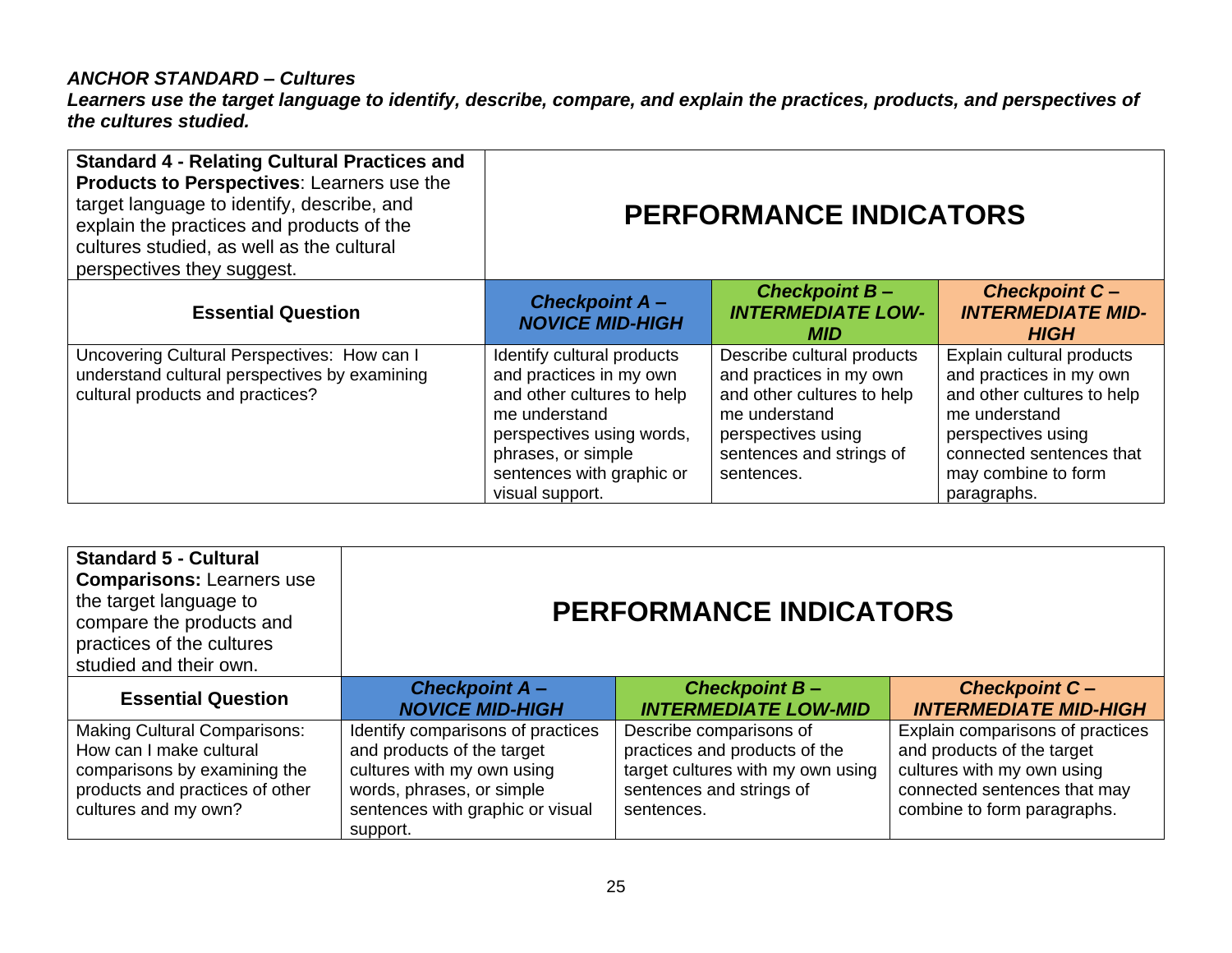***ANCHOR STANDARD – Cultures***

***Learners use the target language to identify, describe, compare, and explain the practices, products, and perspectives of the cultures studied.***

| **Standard 4 - Relating Cultural Practices and Products to Perspectives**: Learners use the target language to identify, describe, and explain the practices and products of the cultures studied, as well as the cultural perspectives they suggest. | **PERFORMANCE INDICATORS** | | |
|---|---|---|---|
| **Essential Question** | ***Checkpoint A – NOVICE MID-HIGH*** | ***Checkpoint B – INTERMEDIATE LOW-MID*** | ***Checkpoint C – INTERMEDIATE MID-HIGH*** |
| Uncovering Cultural Perspectives: How can I understand cultural perspectives by examining cultural products and practices? | Identify cultural products and practices in my own and other cultures to help me understand perspectives using words, phrases, or simple sentences with graphic or visual support. | Describe cultural products and practices in my own and other cultures to help me understand perspectives using sentences and strings of sentences. | Explain cultural products and practices in my own and other cultures to help me understand perspectives using connected sentences that may combine to form paragraphs. |

| **Standard 5 - Cultural Comparisons:** Learners use the target language to compare the products and practices of the cultures studied and their own. | **PERFORMANCE INDICATORS** | | |
|---|---|---|---|
| **Essential Question** | ***Checkpoint A – NOVICE MID-HIGH*** | ***Checkpoint B – INTERMEDIATE LOW-MID*** | ***Checkpoint C – INTERMEDIATE MID-HIGH*** |
| Making Cultural Comparisons: How can I make cultural comparisons by examining the products and practices of other cultures and my own? | Identify comparisons of practices and products of the target cultures with my own using words, phrases, or simple sentences with graphic or visual support. | Describe comparisons of practices and products of the target cultures with my own using sentences and strings of sentences. | Explain comparisons of practices and products of the target cultures with my own using connected sentences that may combine to form paragraphs. |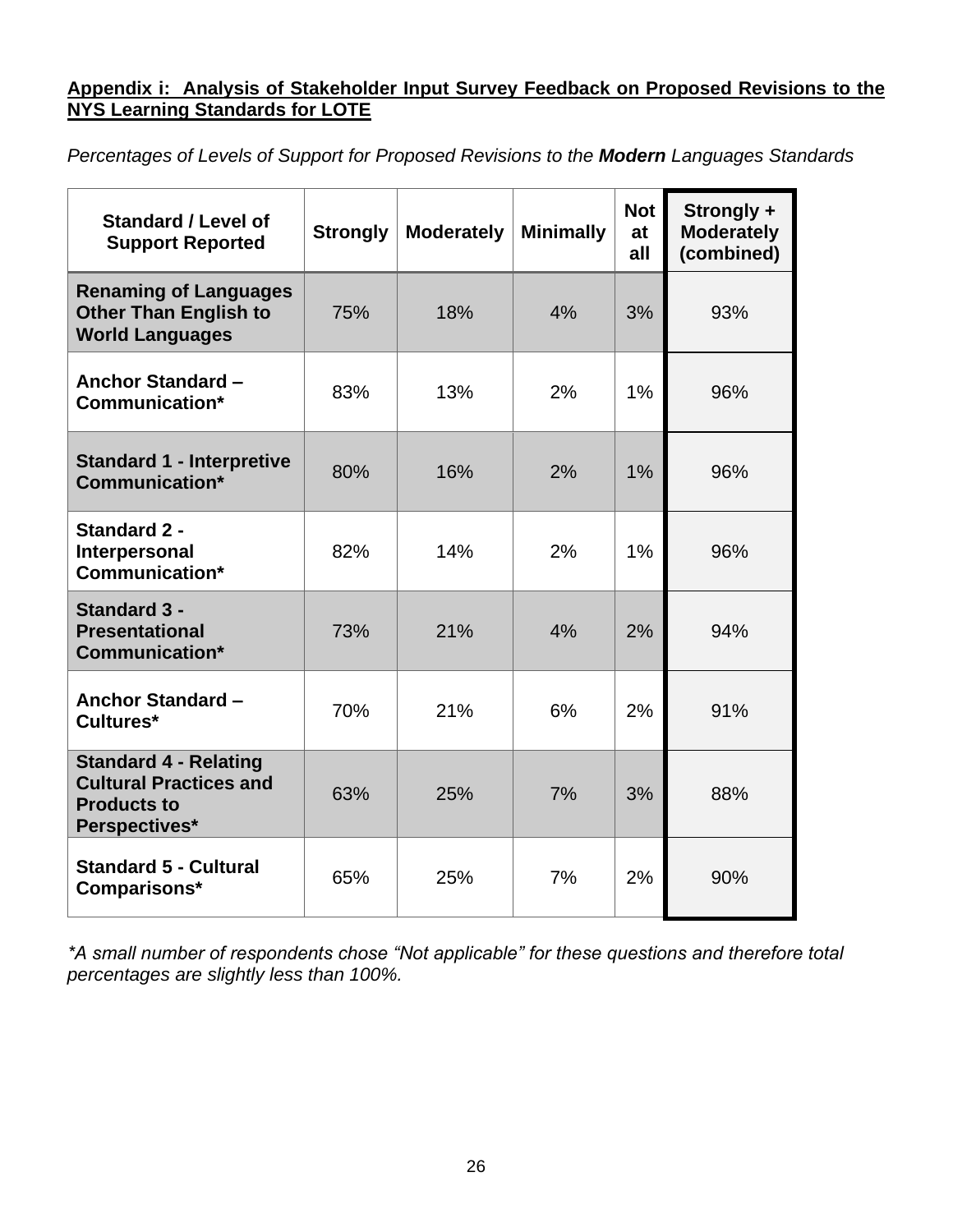**Appendix i: Analysis of Stakeholder Input Survey Feedback on Proposed Revisions to the NYS Learning Standards for LOTE**

*Percentages of Levels of Support for Proposed Revisions to the **Modern** Languages Standards*

| Standard / Level of Support Reported | Strongly | Moderately | Minimally | Not at all | Strongly + Moderately (combined) |
|---|---|---|---|---|---|
| **Renaming of Languages Other Than English to World Languages** | 75% | 18% | 4% | 3% | 93% |
| **Anchor Standard – Communication*** | 83% | 13% | 2% | 1% | 96% |
| **Standard 1 - Interpretive Communication*** | 80% | 16% | 2% | 1% | 96% |
| **Standard 2 - Interpersonal Communication*** | 82% | 14% | 2% | 1% | 96% |
| **Standard 3 - Presentational Communication*** | 73% | 21% | 4% | 2% | 94% |
| **Anchor Standard – Cultures*** | 70% | 21% | 6% | 2% | 91% |
| **Standard 4 - Relating Cultural Practices and Products to Perspectives*** | 63% | 25% | 7% | 3% | 88% |
| **Standard 5 - Cultural Comparisons*** | 65% | 25% | 7% | 2% | 90% |

*\*A small number of respondents chose "Not applicable" for these questions and therefore total percentages are slightly less than 100%.*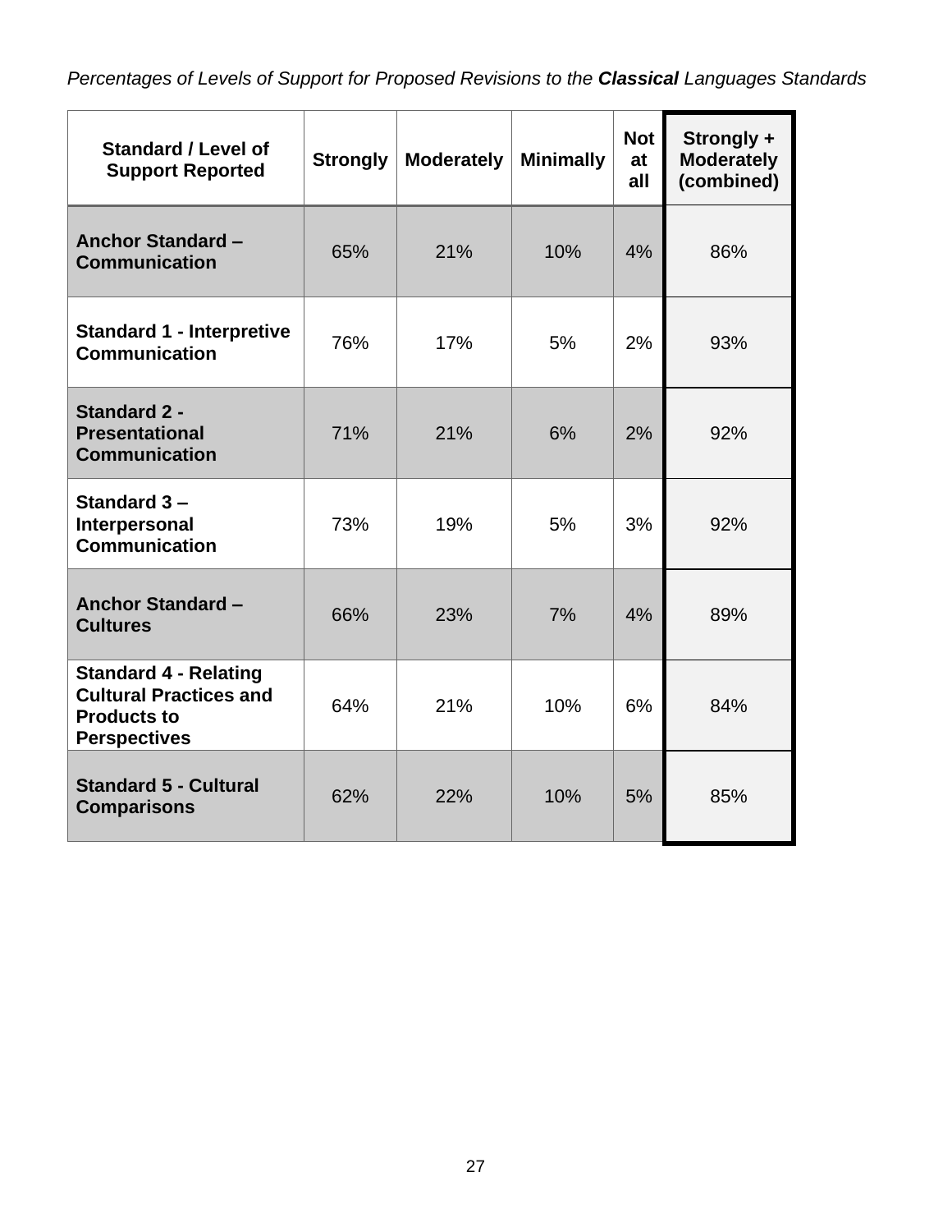*Percentages of Levels of Support for Proposed Revisions to the **Classical** Languages Standards*

| Standard / Level of Support Reported | Strongly | Moderately | Minimally | Not at all | Strongly + Moderately (combined) |
|---|---|---|---|---|---|
| **Anchor Standard – Communication** | 65% | 21% | 10% | 4% | 86% |
| **Standard 1 - Interpretive Communication** | 76% | 17% | 5% | 2% | 93% |
| **Standard 2 - Presentational Communication** | 71% | 21% | 6% | 2% | 92% |
| **Standard 3 – Interpersonal Communication** | 73% | 19% | 5% | 3% | 92% |
| **Anchor Standard – Cultures** | 66% | 23% | 7% | 4% | 89% |
| **Standard 4 - Relating Cultural Practices and Products to Perspectives** | 64% | 21% | 10% | 6% | 84% |
| **Standard 5 - Cultural Comparisons** | 62% | 22% | 10% | 5% | 85% |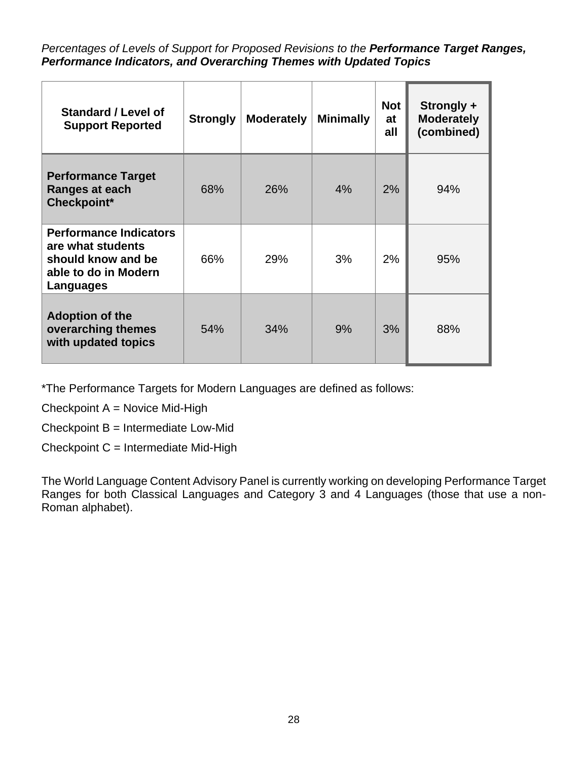*Percentages of Levels of Support for Proposed Revisions to the* ***Performance Target Ranges, Performance Indicators, and Overarching Themes with Updated Topics***

| Standard / Level of Support Reported | Strongly | Moderately | Minimally | Not at all | Strongly + Moderately (combined) |
|---|---|---|---|---|---|
| **Performance Target Ranges at each Checkpoint*** | 68% | 26% | 4% | 2% | 94% |
| **Performance Indicators are what students should know and be able to do in Modern Languages** | 66% | 29% | 3% | 2% | 95% |
| **Adoption of the overarching themes with updated topics** | 54% | 34% | 9% | 3% | 88% |

*The Performance Targets for Modern Languages are defined as follows:

Checkpoint A = Novice Mid-High

Checkpoint B = Intermediate Low-Mid

Checkpoint C = Intermediate Mid-High

The World Language Content Advisory Panel is currently working on developing Performance Target Ranges for both Classical Languages and Category 3 and 4 Languages (those that use a non-Roman alphabet).